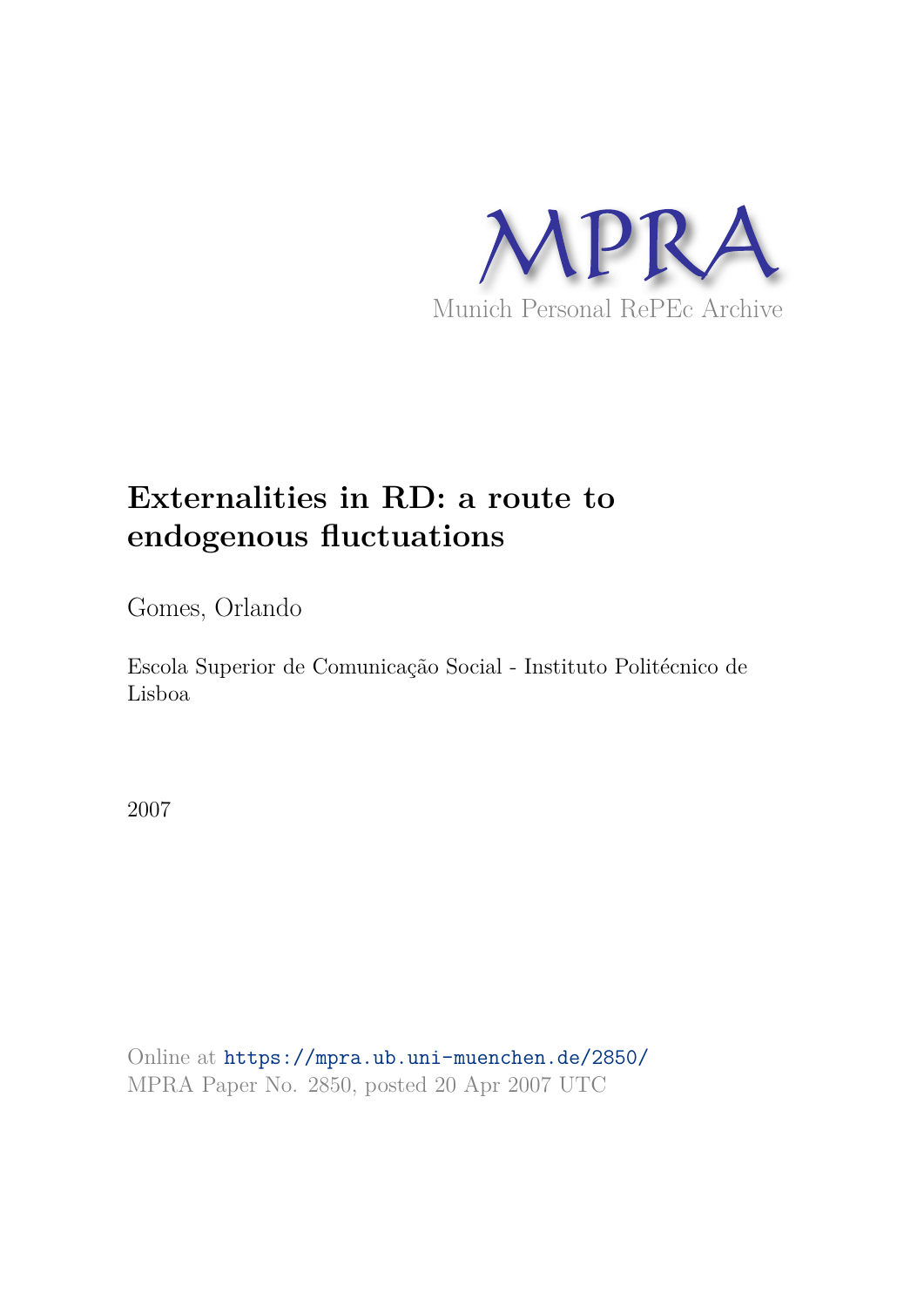MPRA

Munich Personal RePEc Archive

# Externalities in RD: a route to endogenous fluctuations

Gomes, Orlando

Escola Superior de Comunicação Social - Instituto Politécnico de Lisboa

2007

Online at https://mpra.ub.uni-muenchen.de/2850/
MPRA Paper No. 2850, posted 20 Apr 2007 UTC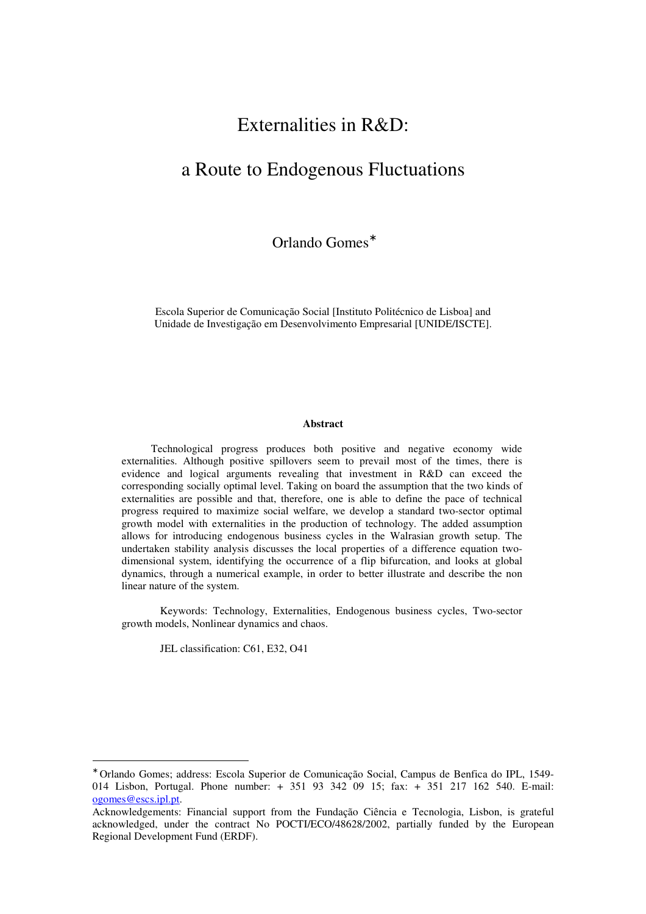# Externalities in R&D:

# a Route to Endogenous Fluctuations

Orlando Gomes*

Escola Superior de Comunicação Social [Instituto Politécnico de Lisboa] and Unidade de Investigação em Desenvolvimento Empresarial [UNIDE/ISCTE].

**Abstract**

Technological progress produces both positive and negative economy wide externalities. Although positive spillovers seem to prevail most of the times, there is evidence and logical arguments revealing that investment in R&D can exceed the corresponding socially optimal level. Taking on board the assumption that the two kinds of externalities are possible and that, therefore, one is able to define the pace of technical progress required to maximize social welfare, we develop a standard two-sector optimal growth model with externalities in the production of technology. The added assumption allows for introducing endogenous business cycles in the Walrasian growth setup. The undertaken stability analysis discusses the local properties of a difference equation two-dimensional system, identifying the occurrence of a flip bifurcation, and looks at global dynamics, through a numerical example, in order to better illustrate and describe the non linear nature of the system.

Keywords: Technology, Externalities, Endogenous business cycles, Two-sector growth models, Nonlinear dynamics and chaos.

JEL classification: C61, E32, O41

---

* Orlando Gomes; address: Escola Superior de Comunicação Social, Campus de Benfica do IPL, 1549-014 Lisboa, Portugal. Phone number: + 351 93 342 09 15; fax: + 351 217 162 540. E-mail: ogomes@escs.ipl.pt.

Acknowledgements: Financial support from the Fundação Ciência e Tecnologia, Lisbon, is grateful acknowledged, under the contract No POCTI/ECO/48628/2002, partially funded by the European Regional Development Fund (ERDF).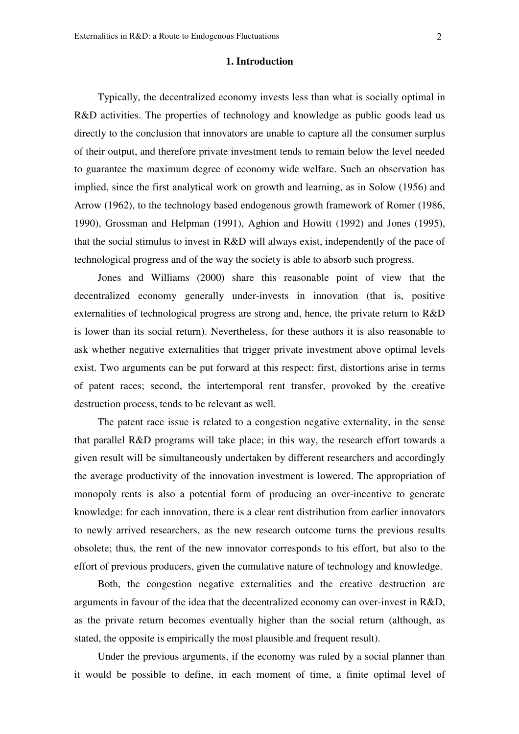## 1. Introduction

Typically, the decentralized economy invests less than what is socially optimal in R&D activities. The properties of technology and knowledge as public goods lead us directly to the conclusion that innovators are unable to capture all the consumer surplus of their output, and therefore private investment tends to remain below the level needed to guarantee the maximum degree of economy wide welfare. Such an observation has implied, since the first analytical work on growth and learning, as in Solow (1956) and Arrow (1962), to the technology based endogenous growth framework of Romer (1986, 1990), Grossman and Helpman (1991), Aghion and Howitt (1992) and Jones (1995), that the social stimulus to invest in R&D will always exist, independently of the pace of technological progress and of the way the society is able to absorb such progress.

Jones and Williams (2000) share this reasonable point of view that the decentralized economy generally under-invests in innovation (that is, positive externalities of technological progress are strong and, hence, the private return to R&D is lower than its social return). Nevertheless, for these authors it is also reasonable to ask whether negative externalities that trigger private investment above optimal levels exist. Two arguments can be put forward at this respect: first, distortions arise in terms of patent races; second, the intertemporal rent transfer, provoked by the creative destruction process, tends to be relevant as well.

The patent race issue is related to a congestion negative externality, in the sense that parallel R&D programs will take place; in this way, the research effort towards a given result will be simultaneously undertaken by different researchers and accordingly the average productivity of the innovation investment is lowered. The appropriation of monopoly rents is also a potential form of producing an over-incentive to generate knowledge: for each innovation, there is a clear rent distribution from earlier innovators to newly arrived researchers, as the new research outcome turns the previous results obsolete; thus, the rent of the new innovator corresponds to his effort, but also to the effort of previous producers, given the cumulative nature of technology and knowledge.

Both, the congestion negative externalities and the creative destruction are arguments in favour of the idea that the decentralized economy can over-invest in R&D, as the private return becomes eventually higher than the social return (although, as stated, the opposite is empirically the most plausible and frequent result).

Under the previous arguments, if the economy was ruled by a social planner than it would be possible to define, in each moment of time, a finite optimal level of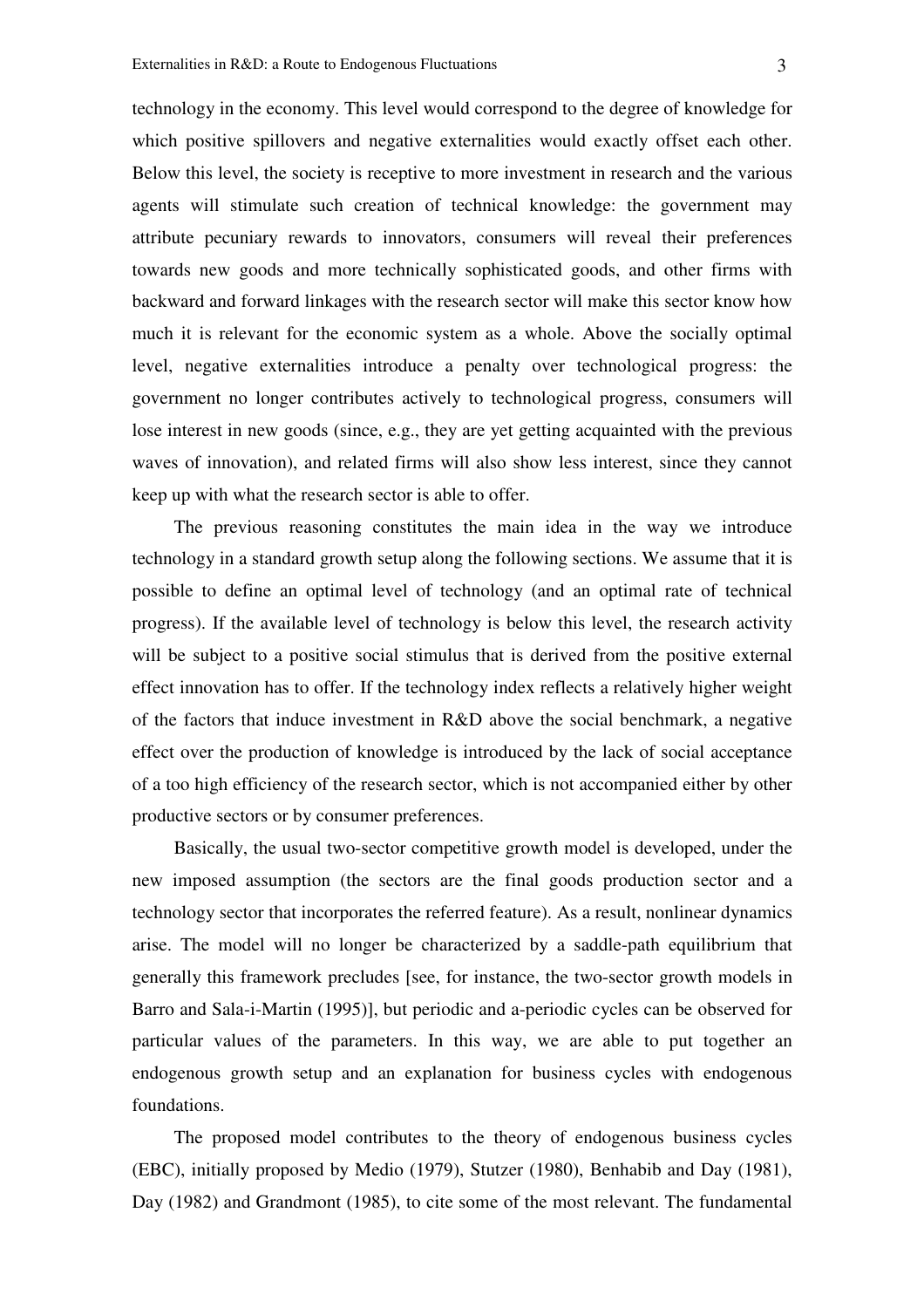technology in the economy. This level would correspond to the degree of knowledge for which positive spillovers and negative externalities would exactly offset each other. Below this level, the society is receptive to more investment in research and the various agents will stimulate such creation of technical knowledge: the government may attribute pecuniary rewards to innovators, consumers will reveal their preferences towards new goods and more technically sophisticated goods, and other firms with backward and forward linkages with the research sector will make this sector know how much it is relevant for the economic system as a whole. Above the socially optimal level, negative externalities introduce a penalty over technological progress: the government no longer contributes actively to technological progress, consumers will lose interest in new goods (since, e.g., they are yet getting acquainted with the previous waves of innovation), and related firms will also show less interest, since they cannot keep up with what the research sector is able to offer.

The previous reasoning constitutes the main idea in the way we introduce technology in a standard growth setup along the following sections. We assume that it is possible to define an optimal level of technology (and an optimal rate of technical progress). If the available level of technology is below this level, the research activity will be subject to a positive social stimulus that is derived from the positive external effect innovation has to offer. If the technology index reflects a relatively higher weight of the factors that induce investment in R&D above the social benchmark, a negative effect over the production of knowledge is introduced by the lack of social acceptance of a too high efficiency of the research sector, which is not accompanied either by other productive sectors or by consumer preferences.

Basically, the usual two-sector competitive growth model is developed, under the new imposed assumption (the sectors are the final goods production sector and a technology sector that incorporates the referred feature). As a result, nonlinear dynamics arise. The model will no longer be characterized by a saddle-path equilibrium that generally this framework precludes [see, for instance, the two-sector growth models in Barro and Sala-i-Martin (1995)], but periodic and a-periodic cycles can be observed for particular values of the parameters. In this way, we are able to put together an endogenous growth setup and an explanation for business cycles with endogenous foundations.

The proposed model contributes to the theory of endogenous business cycles (EBC), initially proposed by Medio (1979), Stutzer (1980), Benhabib and Day (1981), Day (1982) and Grandmont (1985), to cite some of the most relevant. The fundamental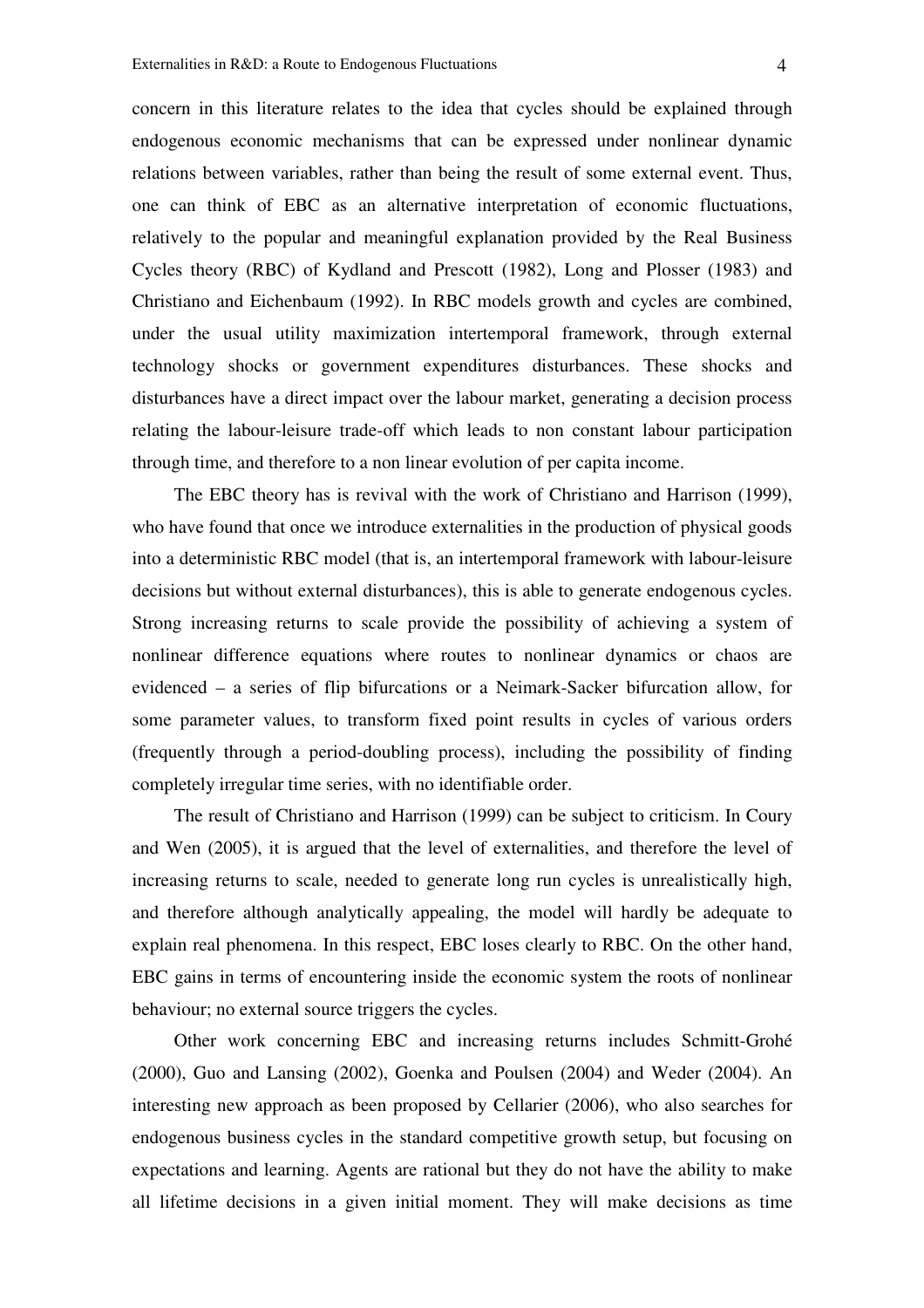concern in this literature relates to the idea that cycles should be explained through endogenous economic mechanisms that can be expressed under nonlinear dynamic relations between variables, rather than being the result of some external event. Thus, one can think of EBC as an alternative interpretation of economic fluctuations, relatively to the popular and meaningful explanation provided by the Real Business Cycles theory (RBC) of Kydland and Prescott (1982), Long and Plosser (1983) and Christiano and Eichenbaum (1992). In RBC models growth and cycles are combined, under the usual utility maximization intertemporal framework, through external technology shocks or government expenditures disturbances. These shocks and disturbances have a direct impact over the labour market, generating a decision process relating the labour-leisure trade-off which leads to non constant labour participation through time, and therefore to a non linear evolution of per capita income.

The EBC theory has is revival with the work of Christiano and Harrison (1999), who have found that once we introduce externalities in the production of physical goods into a deterministic RBC model (that is, an intertemporal framework with labour-leisure decisions but without external disturbances), this is able to generate endogenous cycles. Strong increasing returns to scale provide the possibility of achieving a system of nonlinear difference equations where routes to nonlinear dynamics or chaos are evidenced – a series of flip bifurcations or a Neimark-Sacker bifurcation allow, for some parameter values, to transform fixed point results in cycles of various orders (frequently through a period-doubling process), including the possibility of finding completely irregular time series, with no identifiable order.

The result of Christiano and Harrison (1999) can be subject to criticism. In Coury and Wen (2005), it is argued that the level of externalities, and therefore the level of increasing returns to scale, needed to generate long run cycles is unrealistically high, and therefore although analytically appealing, the model will hardly be adequate to explain real phenomena. In this respect, EBC loses clearly to RBC. On the other hand, EBC gains in terms of encountering inside the economic system the roots of nonlinear behaviour; no external source triggers the cycles.

Other work concerning EBC and increasing returns includes Schmitt-Grohé (2000), Guo and Lansing (2002), Goenka and Poulsen (2004) and Weder (2004). An interesting new approach as been proposed by Cellarier (2006), who also searches for endogenous business cycles in the standard competitive growth setup, but focusing on expectations and learning. Agents are rational but they do not have the ability to make all lifetime decisions in a given initial moment. They will make decisions as time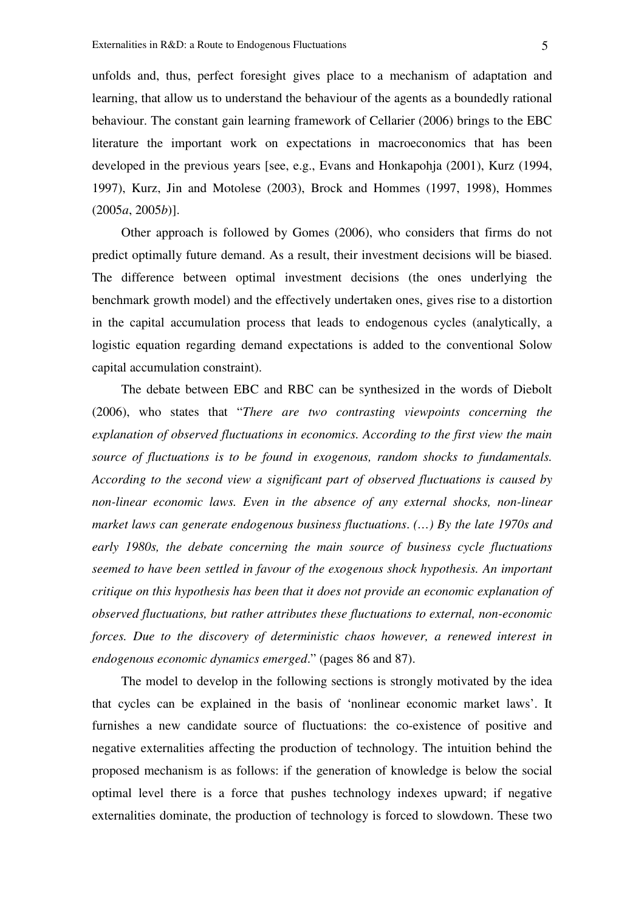unfolds and, thus, perfect foresight gives place to a mechanism of adaptation and learning, that allow us to understand the behaviour of the agents as a boundedly rational behaviour. The constant gain learning framework of Cellarier (2006) brings to the EBC literature the important work on expectations in macroeconomics that has been developed in the previous years [see, e.g., Evans and Honkapohja (2001), Kurz (1994, 1997), Kurz, Jin and Motolese (2003), Brock and Hommes (1997, 1998), Hommes (2005*a*, 2005*b*)].

Other approach is followed by Gomes (2006), who considers that firms do not predict optimally future demand. As a result, their investment decisions will be biased. The difference between optimal investment decisions (the ones underlying the benchmark growth model) and the effectively undertaken ones, gives rise to a distortion in the capital accumulation process that leads to endogenous cycles (analytically, a logistic equation regarding demand expectations is added to the conventional Solow capital accumulation constraint).

The debate between EBC and RBC can be synthesized in the words of Diebolt (2006), who states that "*There are two contrasting viewpoints concerning the explanation of observed fluctuations in economics. According to the first view the main source of fluctuations is to be found in exogenous, random shocks to fundamentals. According to the second view a significant part of observed fluctuations is caused by non-linear economic laws. Even in the absence of any external shocks, non-linear market laws can generate endogenous business fluctuations. (…) By the late 1970s and early 1980s, the debate concerning the main source of business cycle fluctuations seemed to have been settled in favour of the exogenous shock hypothesis. An important critique on this hypothesis has been that it does not provide an economic explanation of observed fluctuations, but rather attributes these fluctuations to external, non-economic forces. Due to the discovery of deterministic chaos however, a renewed interest in endogenous economic dynamics emerged*." (pages 86 and 87).

The model to develop in the following sections is strongly motivated by the idea that cycles can be explained in the basis of 'nonlinear economic market laws'. It furnishes a new candidate source of fluctuations: the co-existence of positive and negative externalities affecting the production of technology. The intuition behind the proposed mechanism is as follows: if the generation of knowledge is below the social optimal level there is a force that pushes technology indexes upward; if negative externalities dominate, the production of technology is forced to slowdown. These two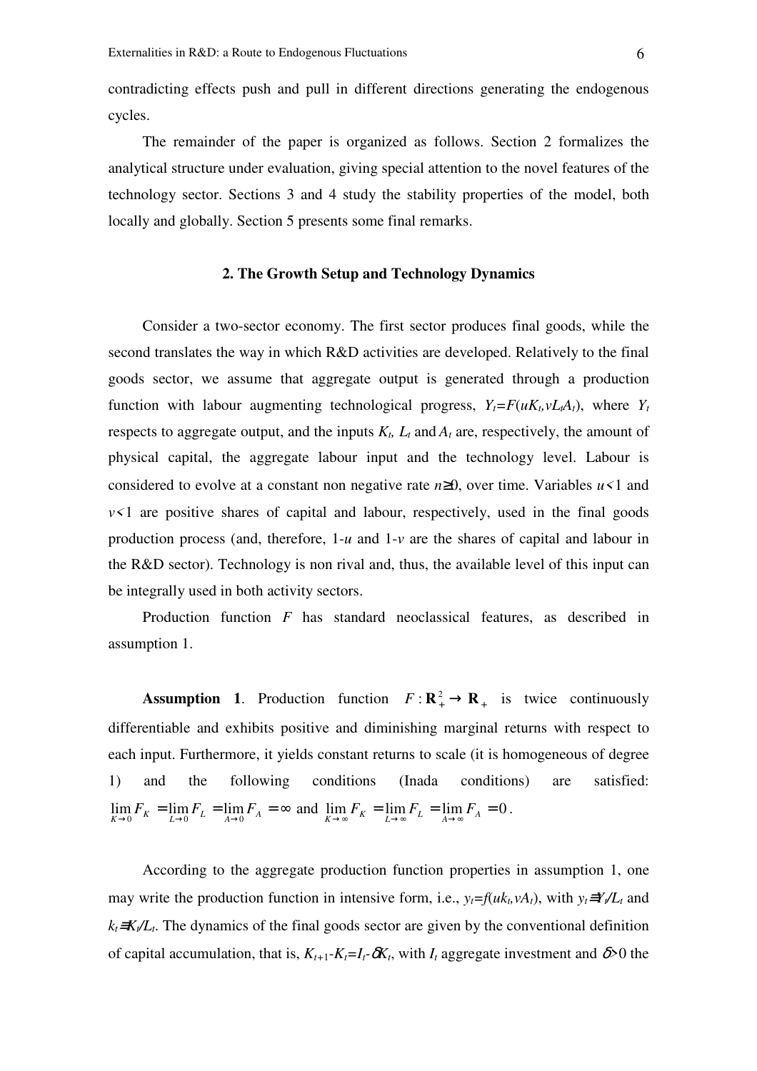contradicting effects push and pull in different directions generating the endogenous cycles.

The remainder of the paper is organized as follows. Section 2 formalizes the analytical structure under evaluation, giving special attention to the novel features of the technology sector. Sections 3 and 4 study the stability properties of the model, both locally and globally. Section 5 presents some final remarks.

## 2. The Growth Setup and Technology Dynamics

Consider a two-sector economy. The first sector produces final goods, while the second translates the way in which R&D activities are developed. Relatively to the final goods sector, we assume that aggregate output is generated through a production function with labour augmenting technological progress, $Y_t=F(uK_t,vL_tA_t)$, where $Y_t$ respects to aggregate output, and the inputs $K_t$, $L_t$ and $A_t$ are, respectively, the amount of physical capital, the aggregate labour input and the technology level. Labour is considered to evolve at a constant non negative rate $n\geq 0$, over time. Variables $u<1$ and $v<1$ are positive shares of capital and labour, respectively, used in the final goods production process (and, therefore, $1-u$ and $1-v$ are the shares of capital and labour in the R&D sector). Technology is non rival and, thus, the available level of this input can be integrally used in both activity sectors.

Production function $F$ has standard neoclassical features, as described in assumption 1.

**Assumption 1**. Production function $F:\mathbf{R}_+^2\rightarrow \mathbf{R}_+$ is twice continuously differentiable and exhibits positive and diminishing marginal returns with respect to each input. Furthermore, it yields constant returns to scale (it is homogeneous of degree 1) and the following conditions (Inada conditions) are satisfied: $\lim_{K\to 0}F_K=\lim_{L\to 0}F_L=\lim_{A\to 0}F_A=\infty$ and $\lim_{K\to\infty}F_K=\lim_{L\to\infty}F_L=\lim_{A\to\infty}F_A=0$.

According to the aggregate production function properties in assumption 1, one may write the production function in intensive form, i.e., $y_t=f(uk_t,vA_t)$, with $y_t\equiv Y_t/L_t$ and $k_t\equiv K_t/L_t$. The dynamics of the final goods sector are given by the conventional definition of capital accumulation, that is, $K_{t+1}-K_t=I_t-\delta K_t$, with $I_t$ aggregate investment and $\delta>0$ the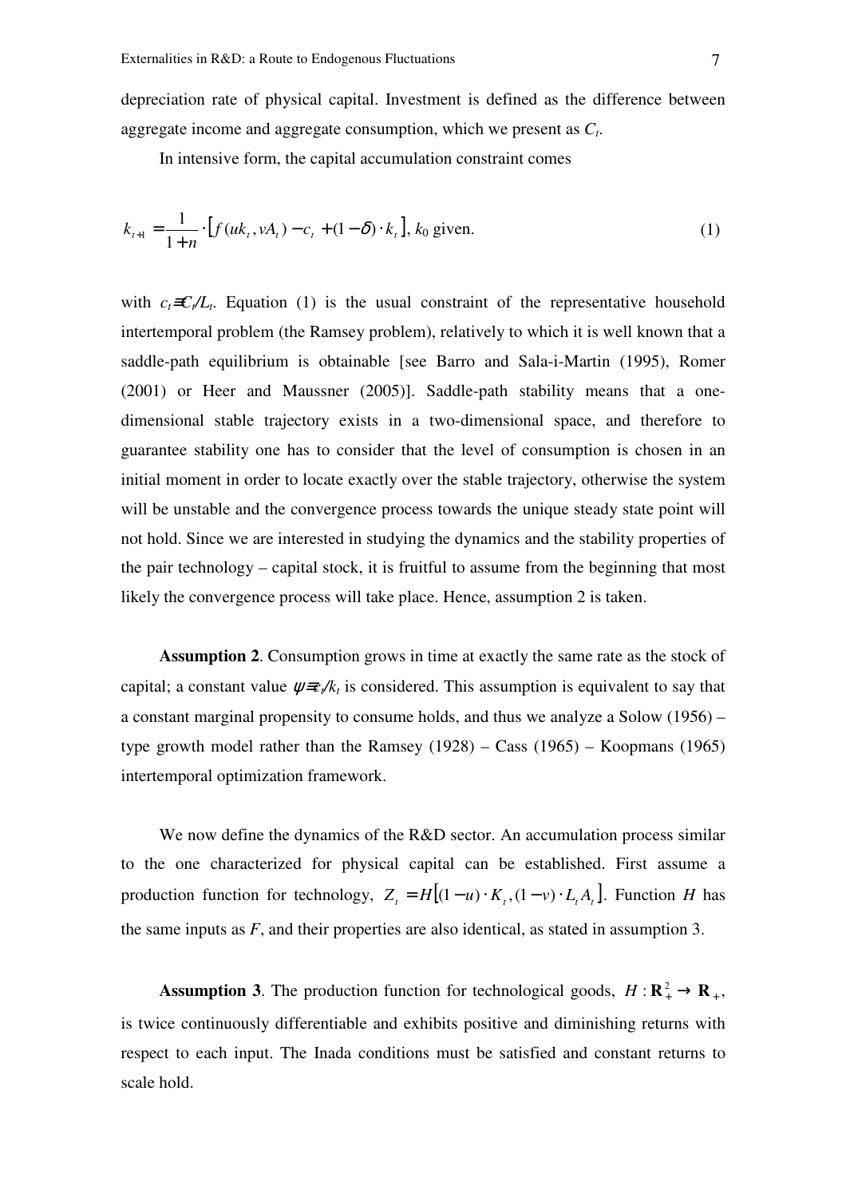depreciation rate of physical capital. Investment is defined as the difference between aggregate income and aggregate consumption, which we present as $C_t$.

In intensive form, the capital accumulation constraint comes

$$k_{t+1} = \frac{1}{1+n} \cdot \left[ f(uk_t, vA_t) - c_t + (1-\delta) \cdot k_t \right], \; k_0 \text{ given.} \tag{1}$$

with $c_t \equiv C_t / L_t$. Equation (1) is the usual constraint of the representative household intertemporal problem (the Ramsey problem), relatively to which it is well known that a saddle-path equilibrium is obtainable [see Barro and Sala-i-Martin (1995), Romer (2001) or Heer and Maussner (2005)]. Saddle-path stability means that a one-dimensional stable trajectory exists in a two-dimensional space, and therefore to guarantee stability one has to consider that the level of consumption is chosen in an initial moment in order to locate exactly over the stable trajectory, otherwise the system will be unstable and the convergence process towards the unique steady state point will not hold. Since we are interested in studying the dynamics and the stability properties of the pair technology – capital stock, it is fruitful to assume from the beginning that most likely the convergence process will take place. Hence, assumption 2 is taken.

**Assumption 2**. Consumption grows in time at exactly the same rate as the stock of capital; a constant value $\psi \equiv c_t / k_t$ is considered. This assumption is equivalent to say that a constant marginal propensity to consume holds, and thus we analyze a Solow (1956) – type growth model rather than the Ramsey (1928) – Cass (1965) – Koopmans (1965) intertemporal optimization framework.

We now define the dynamics of the R&D sector. An accumulation process similar to the one characterized for physical capital can be established. First assume a production function for technology, $Z_t = H\left[(1-u) \cdot K_t, (1-v) \cdot L_t A_t\right]$. Function $H$ has the same inputs as $F$, and their properties are also identical, as stated in assumption 3.

**Assumption 3**. The production function for technological goods, $H : \mathbf{R}_+^2 \to \mathbf{R}_+$, is twice continuously differentiable and exhibits positive and diminishing returns with respect to each input. The Inada conditions must be satisfied and constant returns to scale hold.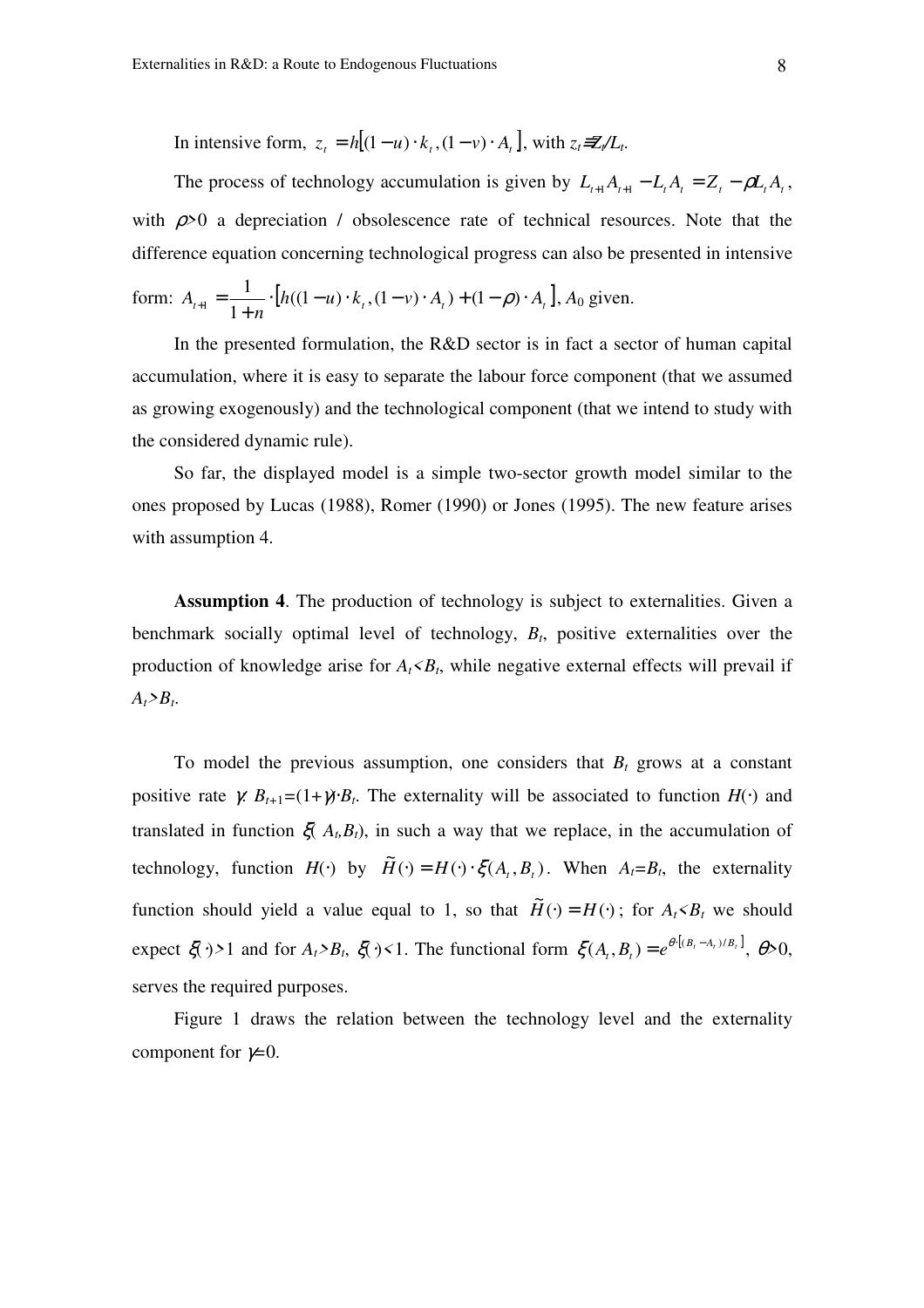In intensive form, $z_t = h[(1-u)\cdot k_t, (1-v)\cdot A_t]$, with $z_t \equiv Z_t/L_t$.

The process of technology accumulation is given by $L_{t+1}A_{t+1} - L_t A_t = Z_t - \rho L_t A_t$, with $\rho>0$ a depreciation / obsolescence rate of technical resources. Note that the difference equation concerning technological progress can also be presented in intensive form: $A_{t+1} = \dfrac{1}{1+n}\cdot[h((1-u)\cdot k_t, (1-v)\cdot A_t) + (1-\rho)\cdot A_t]$, $A_0$ given.

In the presented formulation, the R&D sector is in fact a sector of human capital accumulation, where it is easy to separate the labour force component (that we assumed as growing exogenously) and the technological component (that we intend to study with the considered dynamic rule).

So far, the displayed model is a simple two-sector growth model similar to the ones proposed by Lucas (1988), Romer (1990) or Jones (1995). The new feature arises with assumption 4.

**Assumption 4**. The production of technology is subject to externalities. Given a benchmark socially optimal level of technology, $B_t$, positive externalities over the production of knowledge arise for $A_t<B_t$, while negative external effects will prevail if $A_t>B_t$.

To model the previous assumption, one considers that $B_t$ grows at a constant positive rate $\gamma$: $B_{t+1}=(1+\gamma)\cdot B_t$. The externality will be associated to function $H(\cdot)$ and translated in function $\xi(A_t,B_t)$, in such a way that we replace, in the accumulation of technology, function $H(\cdot)$ by $\widetilde{H}(\cdot) = H(\cdot)\cdot\xi(A_t,B_t)$. When $A_t=B_t$, the externality function should yield a value equal to 1, so that $\widetilde{H}(\cdot) = H(\cdot)$; for $A_t<B_t$ we should expect $\xi(\cdot)>1$ and for $A_t>B_t$, $\xi(\cdot)<1$. The functional form $\xi(A_t,B_t) = e^{\theta\cdot[(B_t - A_t)/B_t]}$, $\theta>0$, serves the required purposes.

Figure 1 draws the relation between the technology level and the externality component for $\gamma=0$.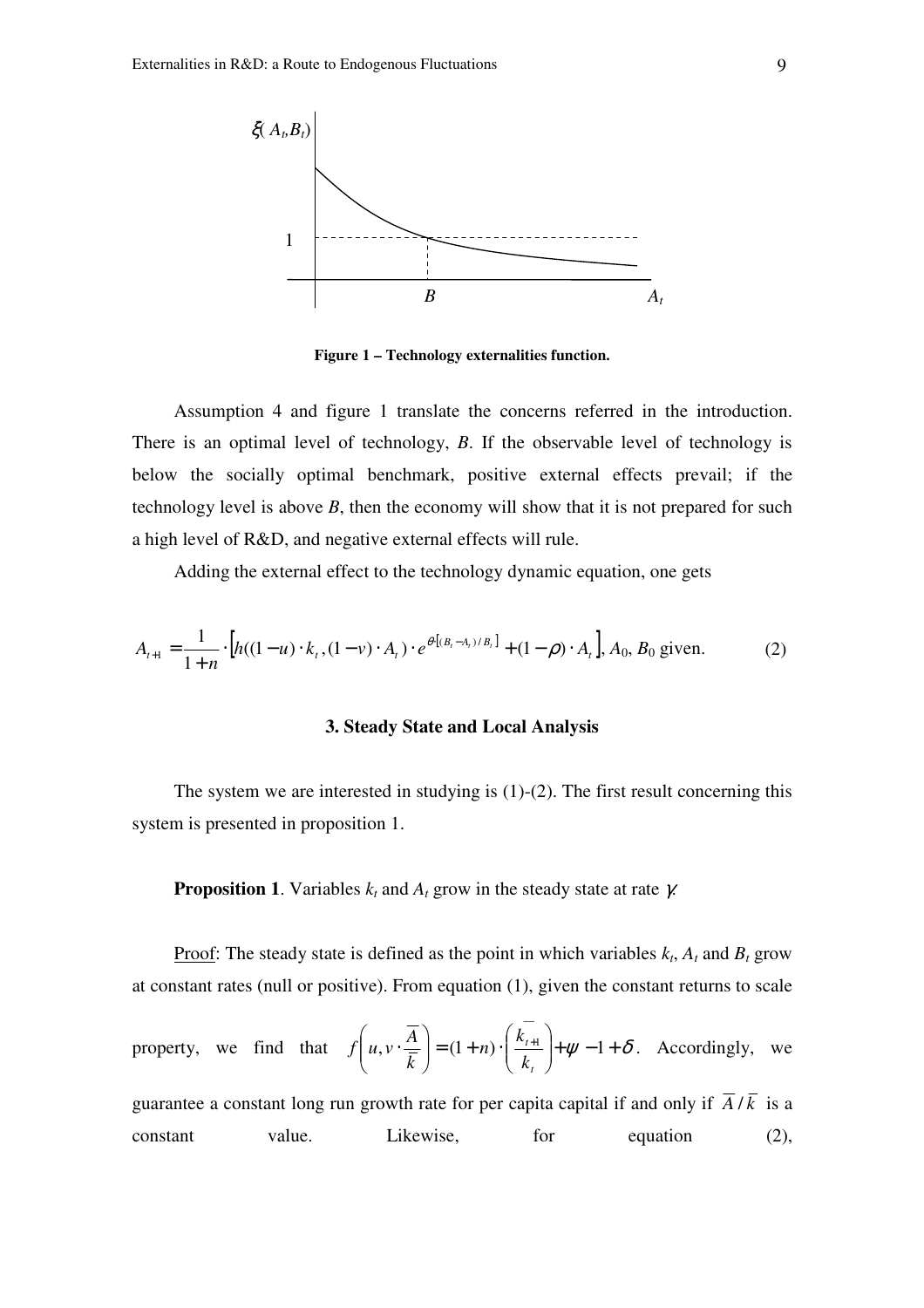**Figure 1 – Technology externalities function.**

Assumption 4 and figure 1 translate the concerns referred in the introduction. There is an optimal level of technology, $B$. If the observable level of technology is below the socially optimal benchmark, positive external effects prevail; if the technology level is above $B$, then the economy will show that it is not prepared for such a high level of R&D, and negative external effects will rule.

Adding the external effect to the technology dynamic equation, one gets

$$A_{t+1} = \frac{1}{1+n} \cdot \left[ h((1-u) \cdot k_t, (1-v) \cdot A_t) \cdot e^{\theta \cdot [(B_t - A_t)/B_t]} + (1-\rho) \cdot A_t \right], \; A_0, B_0 \text{ given.} \qquad (2)$$

### 3. Steady State and Local Analysis

The system we are interested in studying is (1)-(2). The first result concerning this system is presented in proposition 1.

**Proposition 1**. Variables $k_t$ and $A_t$ grow in the steady state at rate $\gamma$.

Proof: The steady state is defined as the point in which variables $k_t$, $A_t$ and $B_t$ grow at constant rates (null or positive). From equation (1), given the constant returns to scale property, we find that $f\left(u, v \cdot \frac{\overline{A}}{\overline{k}}\right) = (1+n) \cdot \left(\frac{\overline{k}_{t+1}}{k_t}\right) + \psi - 1 + \delta$. Accordingly, we guarantee a constant long run growth rate for per capita capital if and only if $\overline{A} / \overline{k}$ is a constant value. Likewise, for equation (2),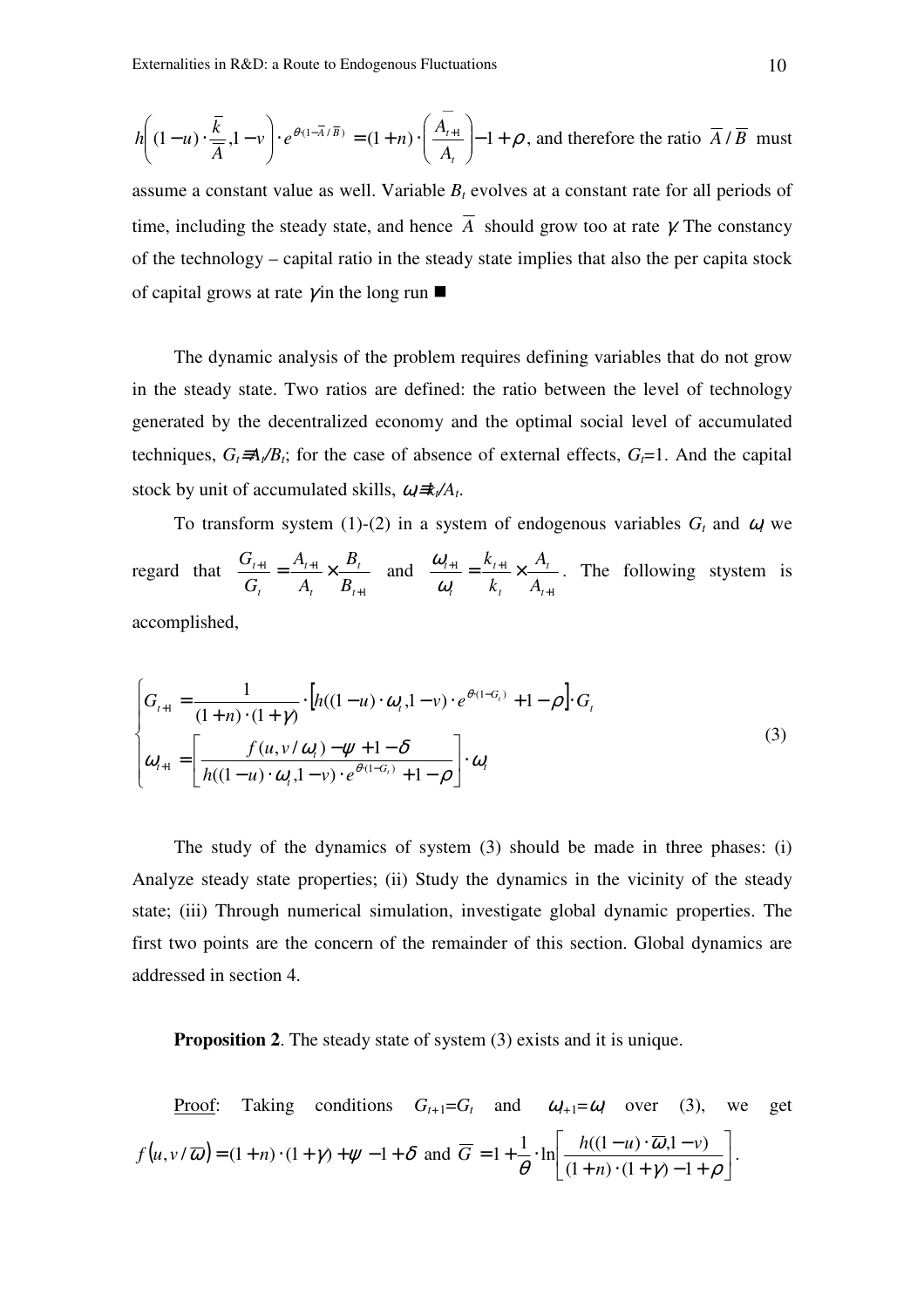$h\left((1-u)\cdot\frac{\overline{k}}{\overline{A}},1-v\right)\cdot e^{\theta(1-\overline{A}/\overline{B})}=(1+n)\cdot\left(\frac{\overline{A_{t+1}}}{A_t}\right)-1+\rho$, and therefore the ratio $\overline{A}/\overline{B}$ must assume a constant value as well. Variable $B_t$ evolves at a constant rate for all periods of time, including the steady state, and hence $\overline{A}$ should grow too at rate $\gamma$. The constancy of the technology – capital ratio in the steady state implies that also the per capita stock of capital grows at rate $\gamma$ in the long run ■

The dynamic analysis of the problem requires defining variables that do not grow in the steady state. Two ratios are defined: the ratio between the level of technology generated by the decentralized economy and the optimal social level of accumulated techniques, $G_t \equiv A_t/B_t$; for the case of absence of external effects, $G_t$=1. And the capital stock by unit of accumulated skills, $\omega_t \equiv k_t/A_t$.

To transform system (1)-(2) in a system of endogenous variables $G_t$ and $\omega_t$ we regard that $\frac{G_{t+1}}{G_t}=\frac{A_{t+1}}{A_t}\times\frac{B_t}{B_{t+1}}$ and $\frac{\omega_{t+1}}{\omega_t}=\frac{k_{t+1}}{k_t}\times\frac{A_t}{A_{t+1}}$. The following stystem is accomplished,

$$\begin{cases} G_{t+1}=\dfrac{1}{(1+n)\cdot(1+\gamma)}\cdot\left[h((1-u)\cdot\omega_t,1-v)\cdot e^{\theta(1-G_t)}+1-\rho\right]\cdot G_t \\ \omega_{t+1}=\left[\dfrac{f(u,v/\omega_t)-\psi+1-\delta}{h((1-u)\cdot\omega_t,1-v)\cdot e^{\theta(1-G_t)}+1-\rho}\right]\cdot\omega_t \end{cases} \tag{3}$$

The study of the dynamics of system (3) should be made in three phases: (i) Analyze steady state properties; (ii) Study the dynamics in the vicinity of the steady state; (iii) Through numerical simulation, investigate global dynamic properties. The first two points are the concern of the remainder of this section. Global dynamics are addressed in section 4.

**Proposition 2**. The steady state of system (3) exists and it is unique.

Proof: Taking conditions $G_{t+1}=G_t$ and $\omega_{t+1}=\omega_t$ over (3), we get $f\left(u,v/\overline{\omega}\right)=(1+n)\cdot(1+\gamma)+\psi-1+\delta$ and $\overline{G}=1+\frac{1}{\theta}\cdot\ln\left[\frac{h((1-u)\cdot\overline{\omega},1-v)}{(1+n)\cdot(1+\gamma)-1+\rho}\right]$.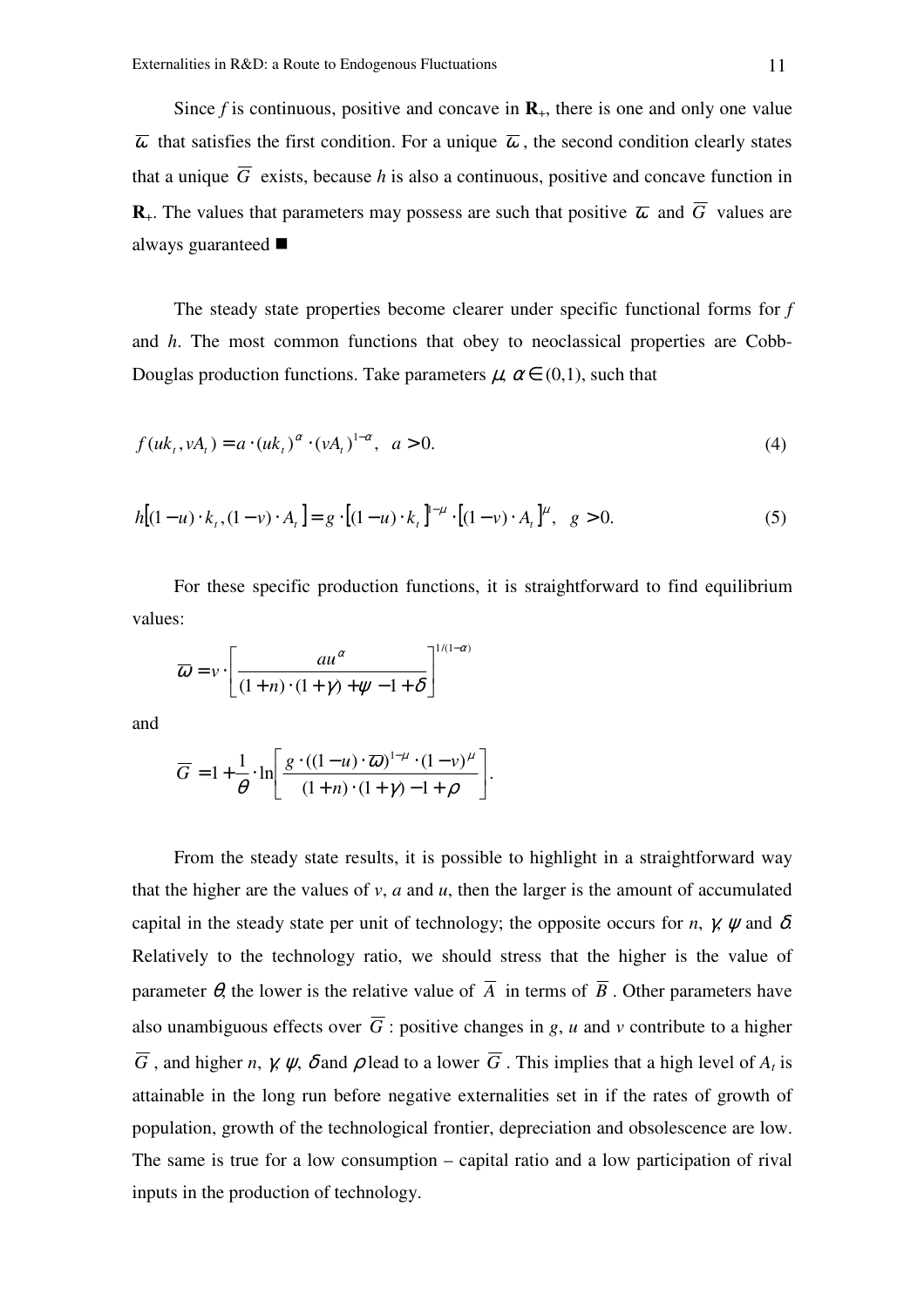Since $f$ is continuous, positive and concave in $\mathbf{R}_+$, there is one and only one value $\overline{\omega}$ that satisfies the first condition. For a unique $\overline{\omega}$, the second condition clearly states that a unique $\overline{G}$ exists, because $h$ is also a continuous, positive and concave function in $\mathbf{R}_+$. The values that parameters may possess are such that positive $\overline{\omega}$ and $\overline{G}$ values are always guaranteed ■

The steady state properties become clearer under specific functional forms for $f$ and $h$. The most common functions that obey to neoclassical properties are Cobb-Douglas production functions. Take parameters $\mu, \alpha \in (0,1)$, such that

$$f(uk_t, vA_t) = a \cdot (uk_t)^{\alpha} \cdot (vA_t)^{1-\alpha}, \quad a > 0. \tag{4}$$

$$h[(1-u)\cdot k_t, (1-v)\cdot A_t] = g \cdot [(1-u)\cdot k_t]^{1-\mu} \cdot [(1-v)\cdot A_t]^{\mu}, \quad g > 0. \tag{5}$$

For these specific production functions, it is straightforward to find equilibrium values:

$$\overline{\omega} = v \cdot \left[ \frac{au^{\alpha}}{(1+n)\cdot(1+\gamma) + \psi - 1 + \delta} \right]^{1/(1-\alpha)}$$

and

$$\overline{G} = 1 + \frac{1}{\theta} \cdot \ln \left[ \frac{g \cdot ((1-u)\cdot \overline{\omega})^{1-\mu} \cdot (1-v)^{\mu}}{(1+n)\cdot(1+\gamma) - 1 + \rho} \right].$$

From the steady state results, it is possible to highlight in a straightforward way that the higher are the values of $v$, $a$ and $u$, then the larger is the amount of accumulated capital in the steady state per unit of technology; the opposite occurs for $n$, $\gamma$, $\psi$ and $\delta$. Relatively to the technology ratio, we should stress that the higher is the value of parameter $\theta$, the lower is the relative value of $\overline{A}$ in terms of $\overline{B}$. Other parameters have also unambiguous effects over $\overline{G}$: positive changes in $g$, $u$ and $v$ contribute to a higher $\overline{G}$, and higher $n$, $\gamma$, $\psi$, $\delta$ and $\rho$ lead to a lower $\overline{G}$. This implies that a high level of $A_t$ is attainable in the long run before negative externalities set in if the rates of growth of population, growth of the technological frontier, depreciation and obsolescence are low. The same is true for a low consumption – capital ratio and a low participation of rival inputs in the production of technology.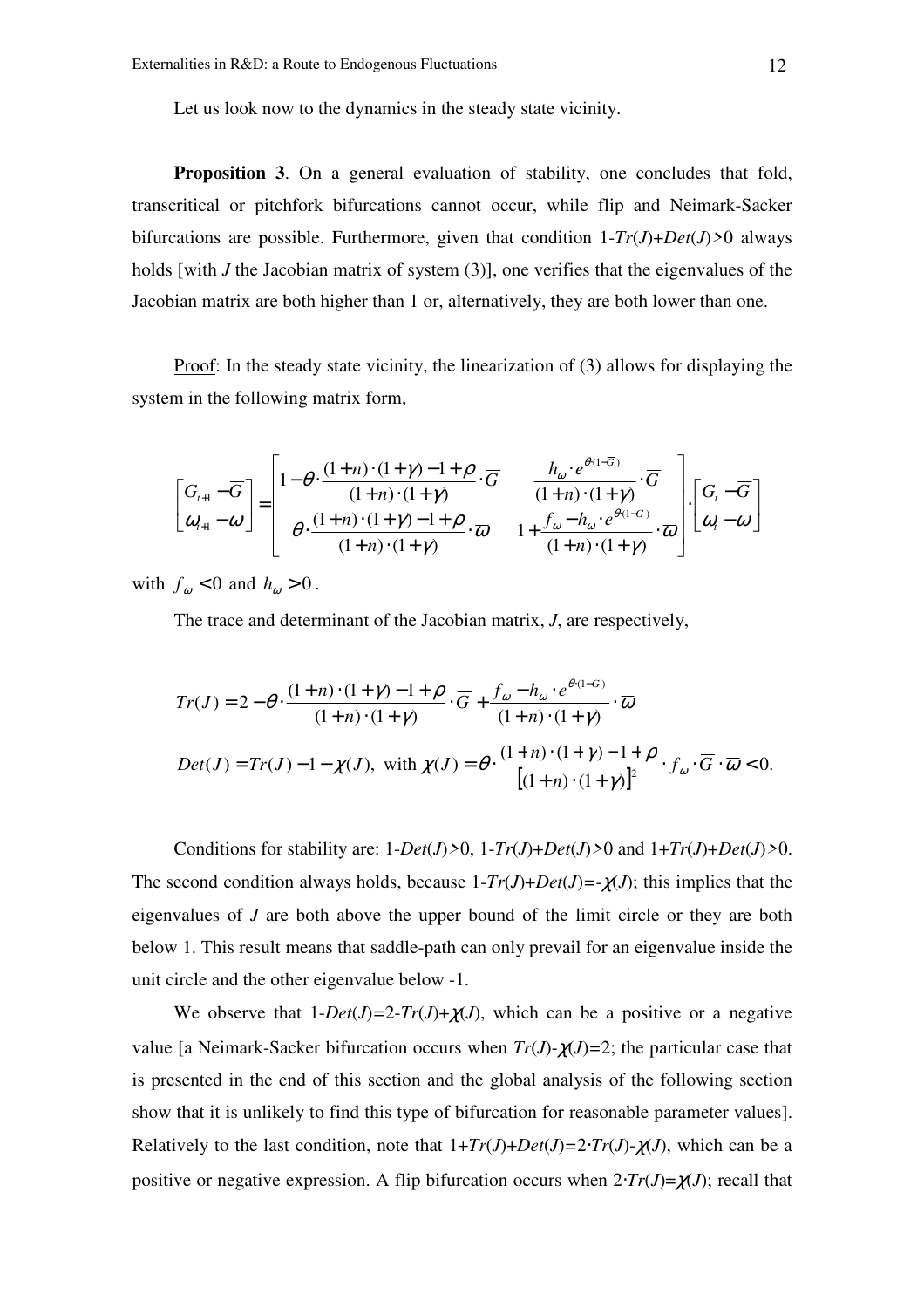Let us look now to the dynamics in the steady state vicinity.

**Proposition 3**. On a general evaluation of stability, one concludes that fold, transcritical or pitchfork bifurcations cannot occur, while flip and Neimark-Sacker bifurcations are possible. Furthermore, given that condition 1-*Tr*(*J*)+*Det*(*J*)>0 always holds [with *J* the Jacobian matrix of system (3)], one verifies that the eigenvalues of the Jacobian matrix are both higher than 1 or, alternatively, they are both lower than one.

<u>Proof</u>: In the steady state vicinity, the linearization of (3) allows for displaying the system in the following matrix form,

$$\begin{bmatrix} G_{t+1}-\overline{G} \\ \omega_{t+1}-\overline{\omega} \end{bmatrix} = \begin{bmatrix} 1-\theta\cdot\dfrac{(1+n)\cdot(1+\gamma)-1+\rho}{(1+n)\cdot(1+\gamma)}\cdot\overline{G} & \dfrac{h_\omega\cdot e^{\theta(1-\overline{G})}}{(1+n)\cdot(1+\gamma)}\cdot\overline{G} \\ \theta\cdot\dfrac{(1+n)\cdot(1+\gamma)-1+\rho}{(1+n)\cdot(1+\gamma)}\cdot\overline{\omega} & 1+\dfrac{f_\omega-h_\omega\cdot e^{\theta(1-\overline{G})}}{(1+n)\cdot(1+\gamma)}\cdot\overline{\omega} \end{bmatrix}\cdot\begin{bmatrix} G_t-\overline{G} \\ \omega_t-\overline{\omega} \end{bmatrix}$$

with $f_\omega<0$ and $h_\omega>0$.

The trace and determinant of the Jacobian matrix, *J*, are respectively,

$$Tr(J)=2-\theta\cdot\frac{(1+n)\cdot(1+\gamma)-1+\rho}{(1+n)\cdot(1+\gamma)}\cdot\overline{G}+\frac{f_\omega-h_\omega\cdot e^{\theta(1-\overline{G})}}{(1+n)\cdot(1+\gamma)}\cdot\overline{\omega}$$

$$Det(J)=Tr(J)-1-\chi(J),\ \text{with}\ \chi(J)=\theta\cdot\frac{(1+n)\cdot(1+\gamma)-1+\rho}{\left[(1+n)\cdot(1+\gamma)\right]^2}\cdot f_\omega\cdot\overline{G}\cdot\overline{\omega}<0.$$

Conditions for stability are: 1-*Det*(*J*)>0, 1-*Tr*(*J*)+*Det*(*J*)>0 and 1+*Tr*(*J*)+*Det*(*J*)>0. The second condition always holds, because 1-*Tr*(*J*)+*Det*(*J*)=-$\chi$(*J*); this implies that the eigenvalues of *J* are both above the upper bound of the limit circle or they are both below 1. This result means that saddle-path can only prevail for an eigenvalue inside the unit circle and the other eigenvalue below -1.

We observe that 1-*Det*(*J*)=2-*Tr*(*J*)+$\chi$(*J*), which can be a positive or a negative value [a Neimark-Sacker bifurcation occurs when *Tr*(*J*)-$\chi$(*J*)=2; the particular case that is presented in the end of this section and the global analysis of the following section show that it is unlikely to find this type of bifurcation for reasonable parameter values]. Relatively to the last condition, note that 1+*Tr*(*J*)+*Det*(*J*)=2·*Tr*(*J*)-$\chi$(*J*), which can be a positive or negative expression. A flip bifurcation occurs when 2·*Tr*(*J*)=$\chi$(*J*); recall that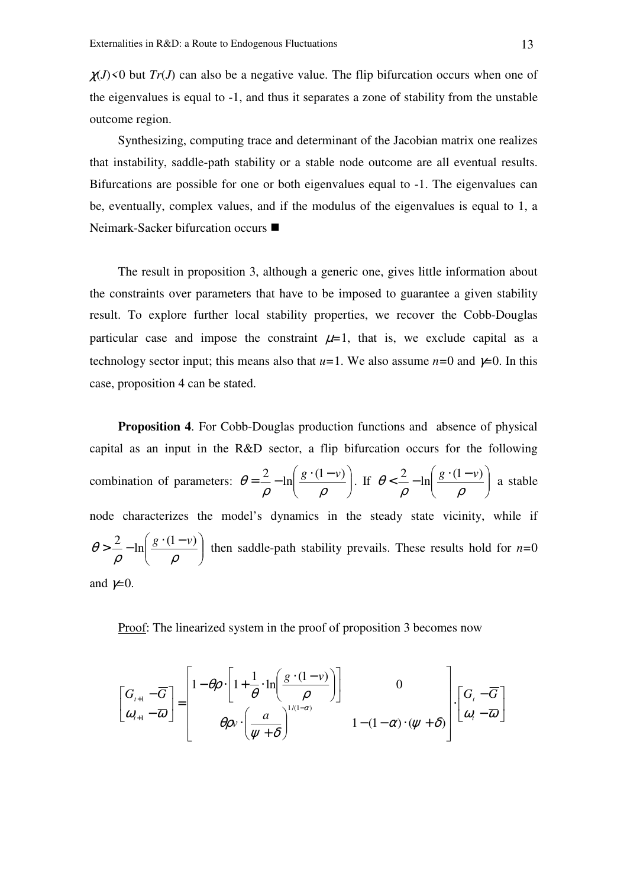$\chi(J)<0$ but $Tr(J)$ can also be a negative value. The flip bifurcation occurs when one of the eigenvalues is equal to -1, and thus it separates a zone of stability from the unstable outcome region.

Synthesizing, computing trace and determinant of the Jacobian matrix one realizes that instability, saddle-path stability or a stable node outcome are all eventual results. Bifurcations are possible for one or both eigenvalues equal to -1. The eigenvalues can be, eventually, complex values, and if the modulus of the eigenvalues is equal to 1, a Neimark-Sacker bifurcation occurs ■

The result in proposition 3, although a generic one, gives little information about the constraints over parameters that have to be imposed to guarantee a given stability result. To explore further local stability properties, we recover the Cobb-Douglas particular case and impose the constraint $\mu=1$, that is, we exclude capital as a technology sector input; this means also that $u=1$. We also assume $n=0$ and $\gamma=0$. In this case, proposition 4 can be stated.

**Proposition 4**. For Cobb-Douglas production functions and absence of physical capital as an input in the R&D sector, a flip bifurcation occurs for the following combination of parameters: $\theta=\frac{2}{\rho}-\ln\left(\frac{g\cdot(1-v)}{\rho}\right)$. If $\theta<\frac{2}{\rho}-\ln\left(\frac{g\cdot(1-v)}{\rho}\right)$ a stable node characterizes the model's dynamics in the steady state vicinity, while if $\theta>\frac{2}{\rho}-\ln\left(\frac{g\cdot(1-v)}{\rho}\right)$ then saddle-path stability prevails. These results hold for $n=0$ and $\gamma=0$.

Proof: The linearized system in the proof of proposition 3 becomes now

$$\begin{bmatrix} G_{t+1}-\overline{G} \\ \omega_{t+1}-\overline{\omega} \end{bmatrix} = \begin{bmatrix} 1-\theta\rho\cdot\left[1+\frac{1}{\theta}\cdot\ln\left(\frac{g\cdot(1-v)}{\rho}\right)\right] & 0 \\ \theta\rho v\cdot\left(\frac{a}{\psi+\delta}\right)^{1/(1-\alpha)} & 1-(1-\alpha)\cdot(\psi+\delta) \end{bmatrix} \cdot \begin{bmatrix} G_t-\overline{G} \\ \omega_t-\overline{\omega} \end{bmatrix}$$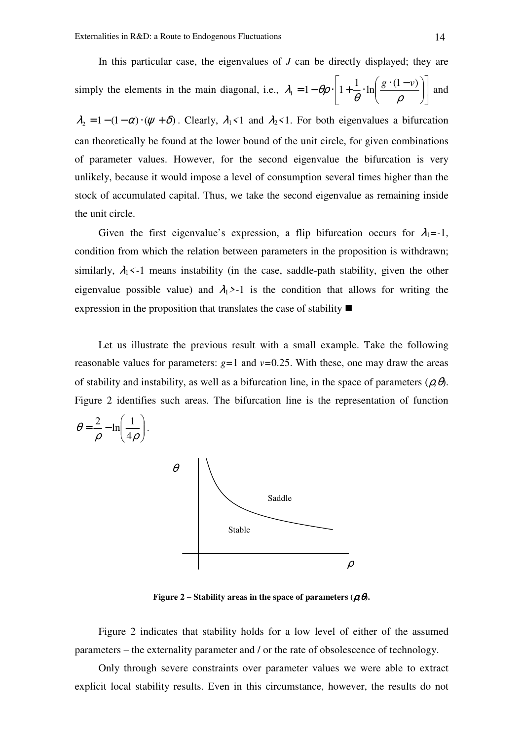In this particular case, the eigenvalues of $J$ can be directly displayed; they are simply the elements in the main diagonal, i.e., $\lambda_1 = 1 - \theta\rho \cdot \left[1 + \frac{1}{\theta} \cdot \ln\left(\frac{g \cdot (1-v)}{\rho}\right)\right]$ and $\lambda_2 = 1 - (1-\alpha) \cdot (\psi + \delta)$. Clearly, $\lambda_1 < 1$ and $\lambda_2 < 1$. For both eigenvalues a bifurcation can theoretically be found at the lower bound of the unit circle, for given combinations of parameter values. However, for the second eigenvalue the bifurcation is very unlikely, because it would impose a level of consumption several times higher than the stock of accumulated capital. Thus, we take the second eigenvalue as remaining inside the unit circle.

Given the first eigenvalue's expression, a flip bifurcation occurs for $\lambda_1 = -1$, condition from which the relation between parameters in the proposition is withdrawn; similarly, $\lambda_1 < -1$ means instability (in the case, saddle-path stability, given the other eigenvalue possible value) and $\lambda_1 > -1$ is the condition that allows for writing the expression in the proposition that translates the case of stability ■

Let us illustrate the previous result with a small example. Take the following reasonable values for parameters: $g=1$ and $v=0.25$. With these, one may draw the areas of stability and instability, as well as a bifurcation line, in the space of parameters ($\rho$,$\theta$). Figure 2 identifies such areas. The bifurcation line is the representation of function $\theta = \frac{2}{\rho} - \ln\left(\frac{1}{4\rho}\right)$.

**Figure 2 – Stability areas in the space of parameters ($\rho$,$\theta$).**

Figure 2 indicates that stability holds for a low level of either of the assumed parameters – the externality parameter and / or the rate of obsolescence of technology.

Only through severe constraints over parameter values we were able to extract explicit local stability results. Even in this circumstance, however, the results do not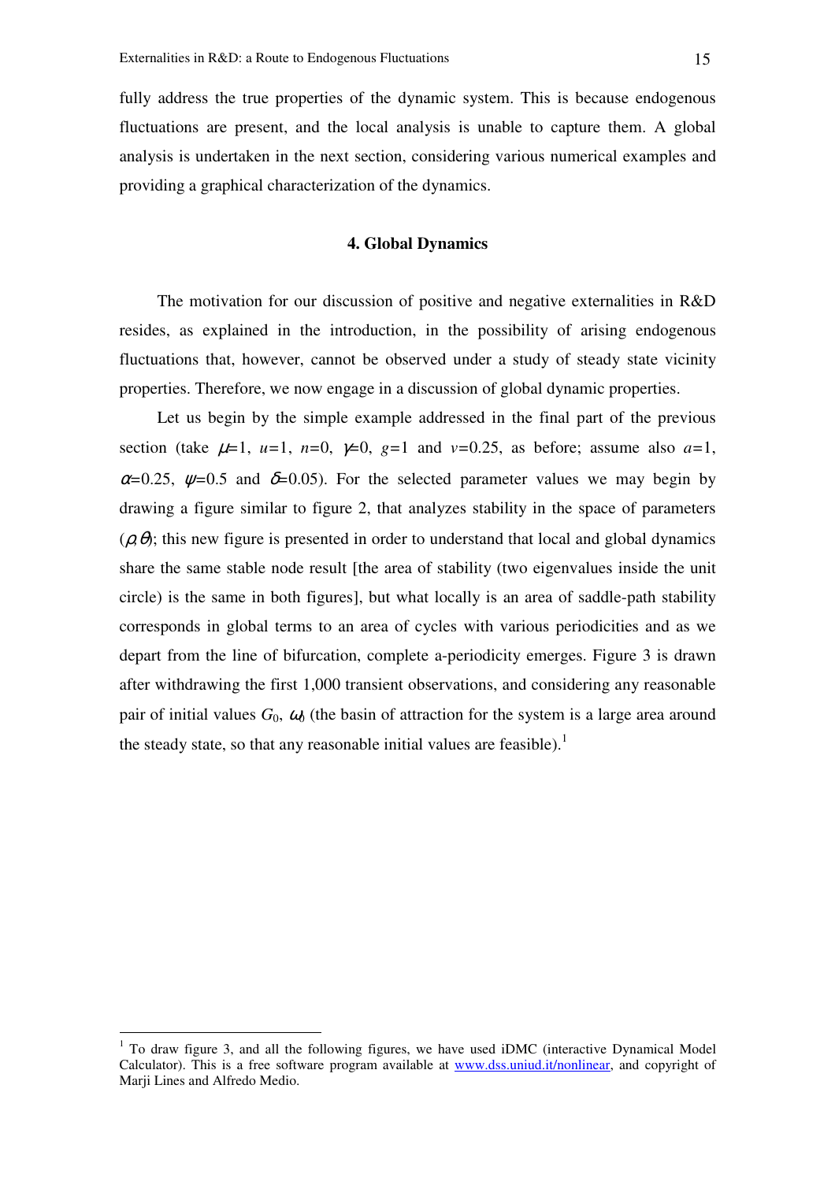fully address the true properties of the dynamic system. This is because endogenous fluctuations are present, and the local analysis is unable to capture them. A global analysis is undertaken in the next section, considering various numerical examples and providing a graphical characterization of the dynamics.

## 4. Global Dynamics

The motivation for our discussion of positive and negative externalities in R&D resides, as explained in the introduction, in the possibility of arising endogenous fluctuations that, however, cannot be observed under a study of steady state vicinity properties. Therefore, we now engage in a discussion of global dynamic properties.

Let us begin by the simple example addressed in the final part of the previous section (take $\mu$=1, $u$=1, $n$=0, $\gamma$=0, $g$=1 and $v$=0.25, as before; assume also $a$=1, $\alpha$=0.25, $\psi$=0.5 and $\delta$=0.05). For the selected parameter values we may begin by drawing a figure similar to figure 2, that analyzes stability in the space of parameters $(\rho,\theta)$; this new figure is presented in order to understand that local and global dynamics share the same stable node result [the area of stability (two eigenvalues inside the unit circle) is the same in both figures], but what locally is an area of saddle-path stability corresponds in global terms to an area of cycles with various periodicities and as we depart from the line of bifurcation, complete a-periodicity emerges. Figure 3 is drawn after withdrawing the first 1,000 transient observations, and considering any reasonable pair of initial values $G_0$, $\omega_0$ (the basin of attraction for the system is a large area around the steady state, so that any reasonable initial values are feasible).[1]

---

[1] To draw figure 3, and all the following figures, we have used iDMC (interactive Dynamical Model Calculator). This is a free software program available at www.dss.uniud.it/nonlinear, and copyright of Marji Lines and Alfredo Medio.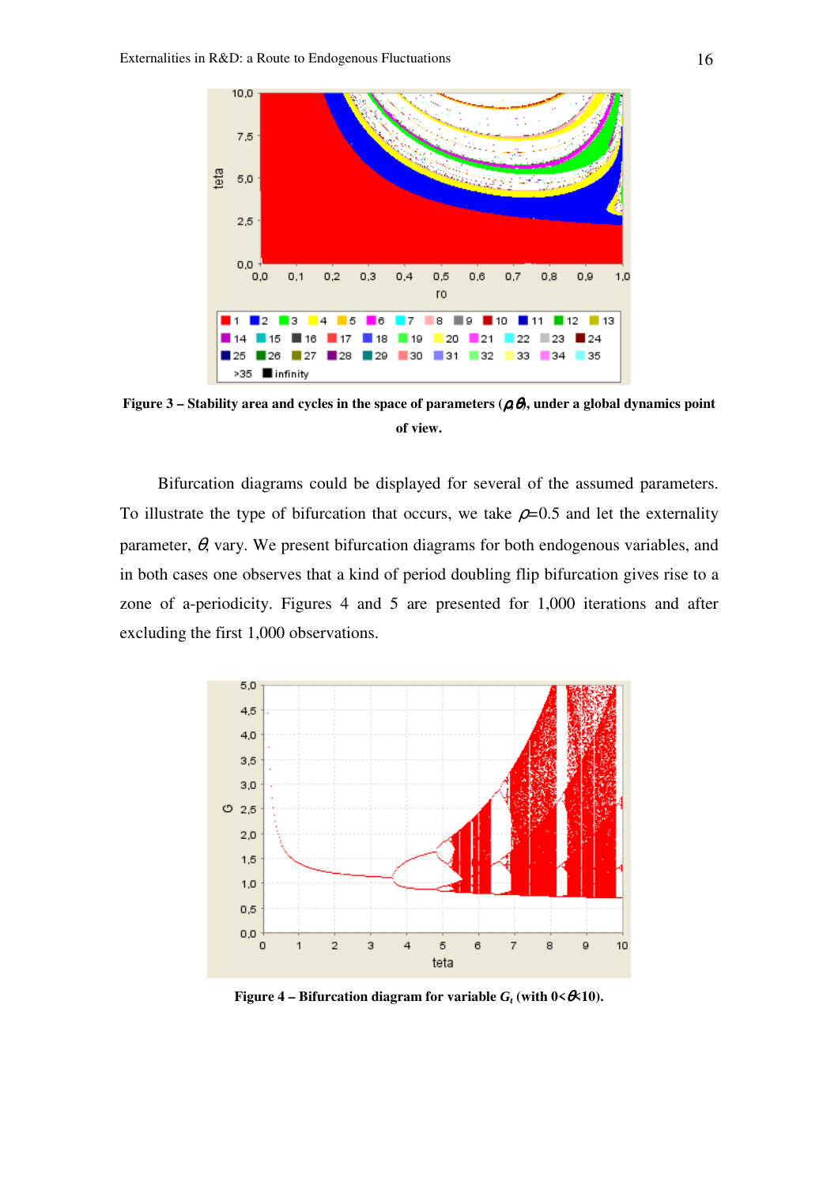**Figure 3 – Stability area and cycles in the space of parameters ($\rho$,$\theta$), under a global dynamics point of view.**

Bifurcation diagrams could be displayed for several of the assumed parameters. To illustrate the type of bifurcation that occurs, we take $\rho$=0.5 and let the externality parameter, $\theta$, vary. We present bifurcation diagrams for both endogenous variables, and in both cases one observes that a kind of period doubling flip bifurcation gives rise to a zone of a-periodicity. Figures 4 and 5 are presented for 1,000 iterations and after excluding the first 1,000 observations.

**Figure 4 – Bifurcation diagram for variable $G_t$ (with 0<$\theta$<10).**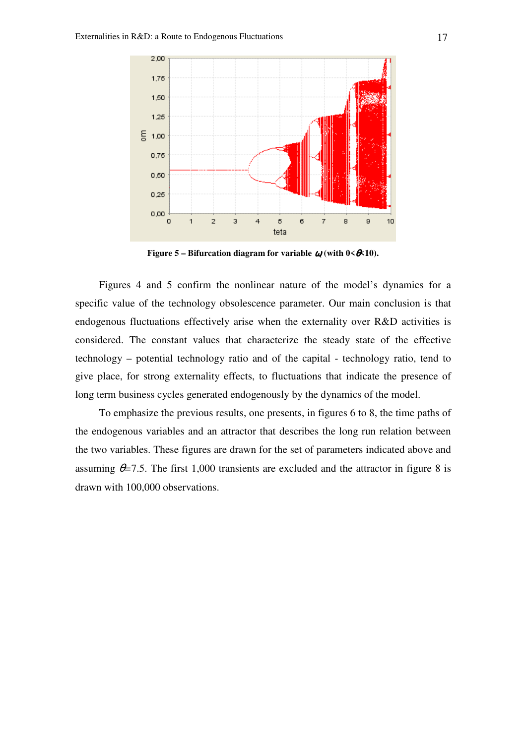**Figure 5 – Bifurcation diagram for variable $\omega$ (with $0<\theta<10$).**

Figures 4 and 5 confirm the nonlinear nature of the model's dynamics for a specific value of the technology obsolescence parameter. Our main conclusion is that endogenous fluctuations effectively arise when the externality over R&D activities is considered. The constant values that characterize the steady state of the effective technology – potential technology ratio and of the capital - technology ratio, tend to give place, for strong externality effects, to fluctuations that indicate the presence of long term business cycles generated endogenously by the dynamics of the model.

To emphasize the previous results, one presents, in figures 6 to 8, the time paths of the endogenous variables and an attractor that describes the long run relation between the two variables. These figures are drawn for the set of parameters indicated above and assuming $\theta$=7.5. The first 1,000 transients are excluded and the attractor in figure 8 is drawn with 100,000 observations.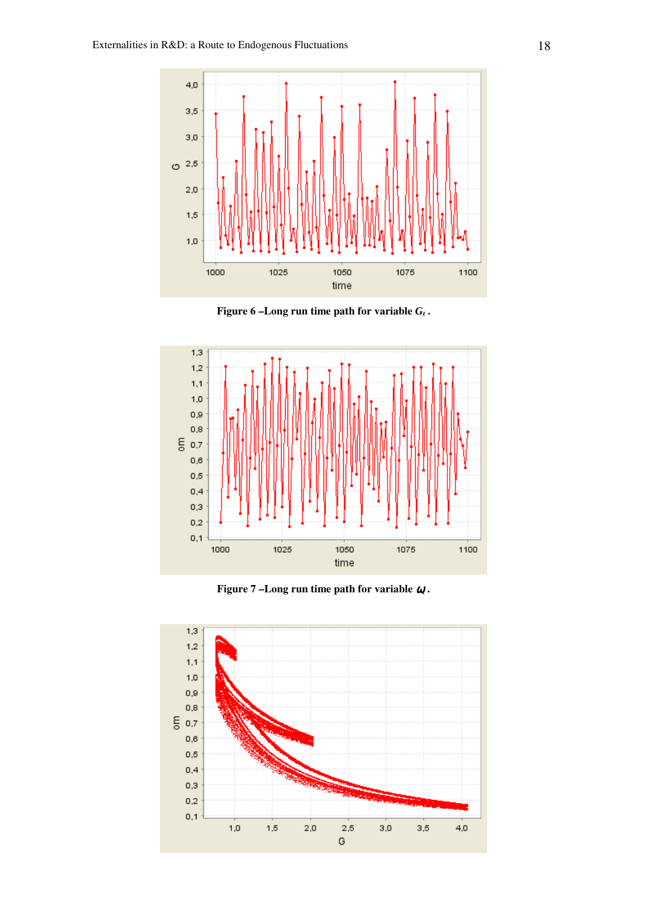**Figure 6 –Long run time path for variable $G_t$ .**

**Figure 7 –Long run time path for variable $\omega$ .**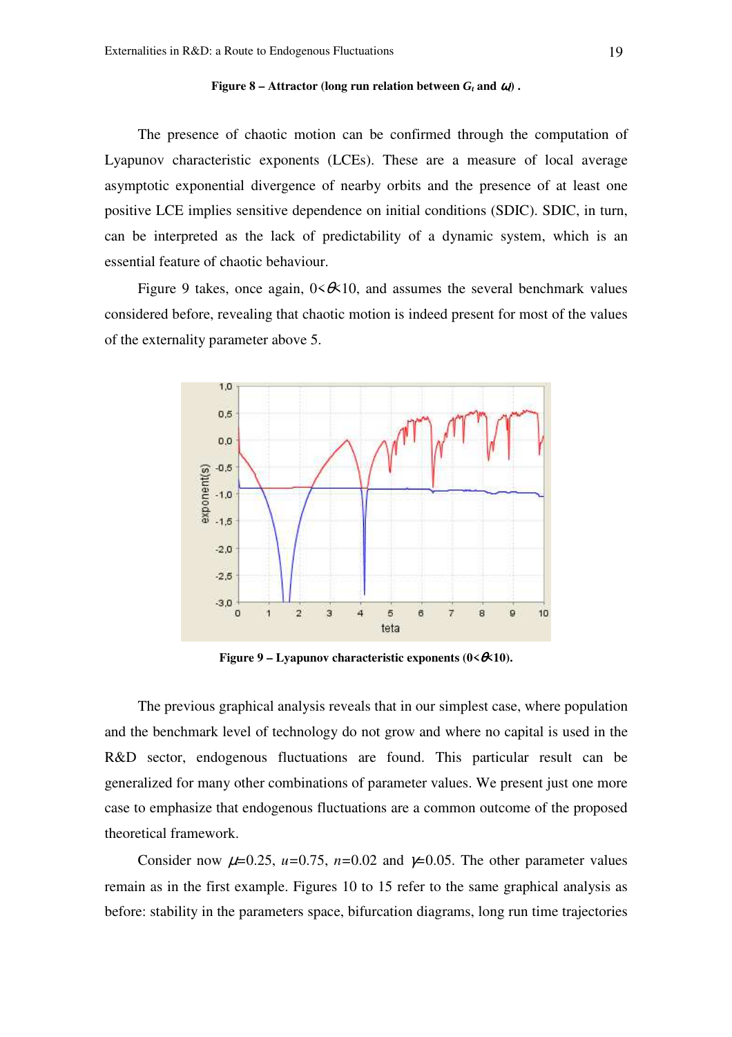**Figure 8 – Attractor (long run relation between $G_t$ and $\omega_t$) .**

The presence of chaotic motion can be confirmed through the computation of Lyapunov characteristic exponents (LCEs). These are a measure of local average asymptotic exponential divergence of nearby orbits and the presence of at least one positive LCE implies sensitive dependence on initial conditions (SDIC). SDIC, in turn, can be interpreted as the lack of predictability of a dynamic system, which is an essential feature of chaotic behaviour.

Figure 9 takes, once again, $0<\theta<10$, and assumes the several benchmark values considered before, revealing that chaotic motion is indeed present for most of the values of the externality parameter above 5.

**Figure 9 – Lyapunov characteristic exponents ($0<\theta<10$).**

The previous graphical analysis reveals that in our simplest case, where population and the benchmark level of technology do not grow and where no capital is used in the R&D sector, endogenous fluctuations are found. This particular result can be generalized for many other combinations of parameter values. We present just one more case to emphasize that endogenous fluctuations are a common outcome of the proposed theoretical framework.

Consider now $\mu$=0.25, $u$=0.75, $n$=0.02 and $\gamma$=0.05. The other parameter values remain as in the first example. Figures 10 to 15 refer to the same graphical analysis as before: stability in the parameters space, bifurcation diagrams, long run time trajectories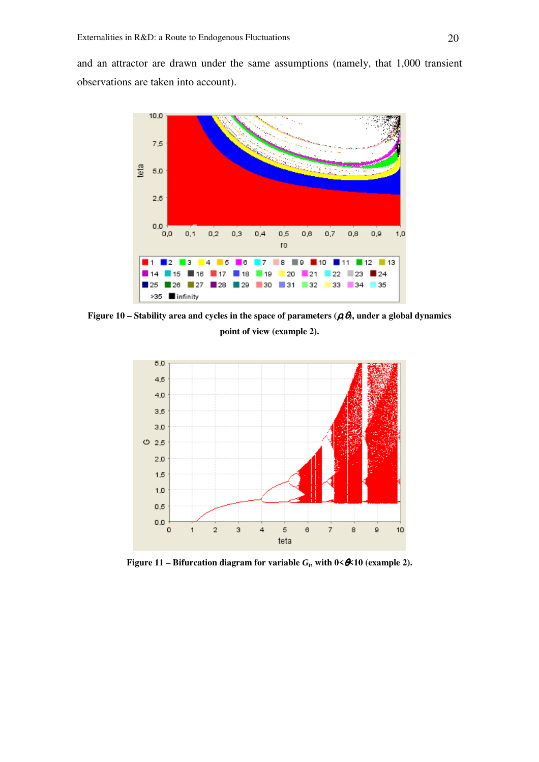and an attractor are drawn under the same assumptions (namely, that 1,000 transient observations are taken into account).

**Figure 10 – Stability area and cycles in the space of parameters ($\rho$,$\theta$), under a global dynamics point of view (example 2).**

**Figure 11 – Bifurcation diagram for variable $G_t$, with $0<\theta<10$ (example 2).**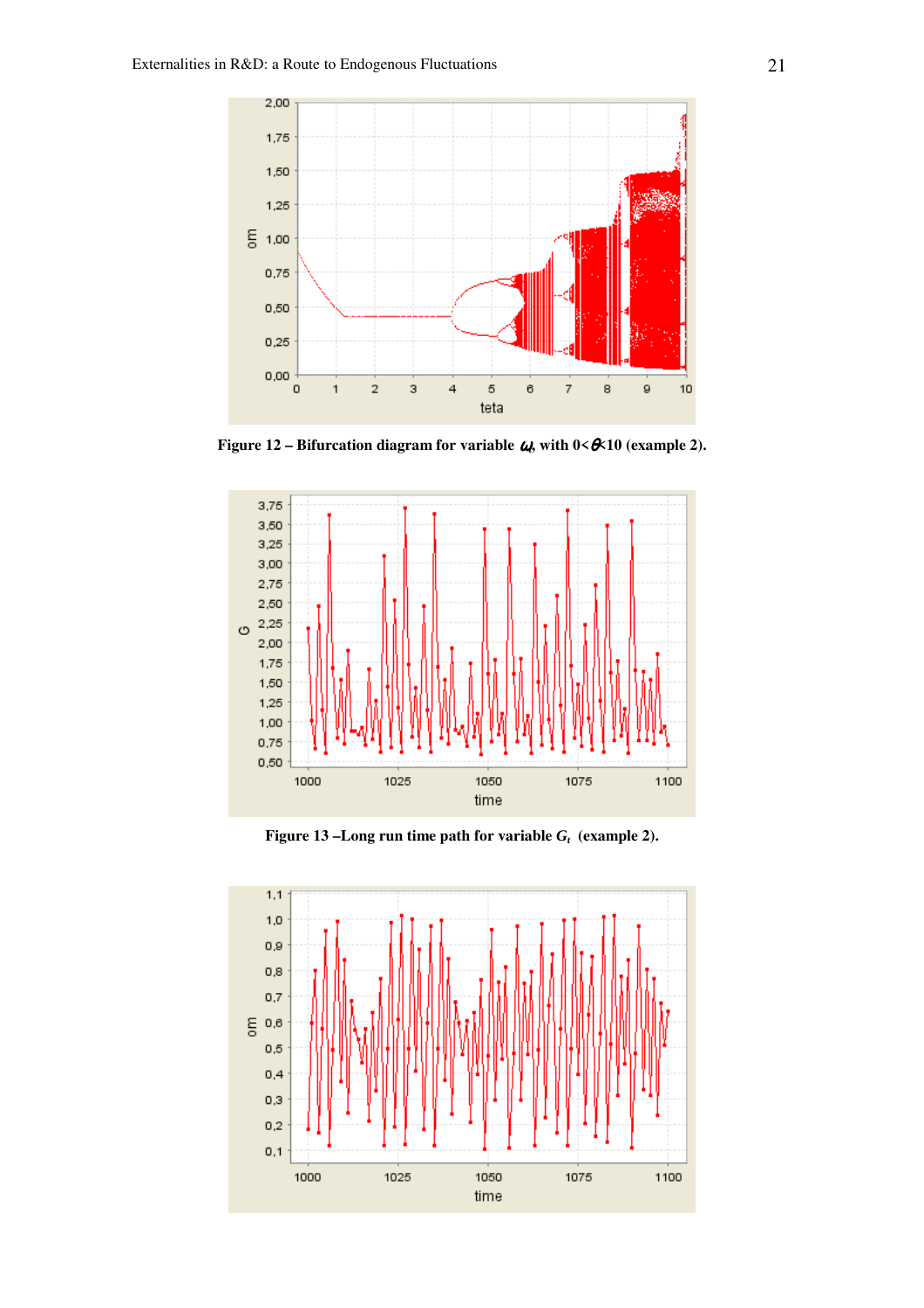**Figure 12 – Bifurcation diagram for variable $\omega_t$ with $0<\theta<10$ (example 2).**

**Figure 13 –Long run time path for variable $G_t$ (example 2).**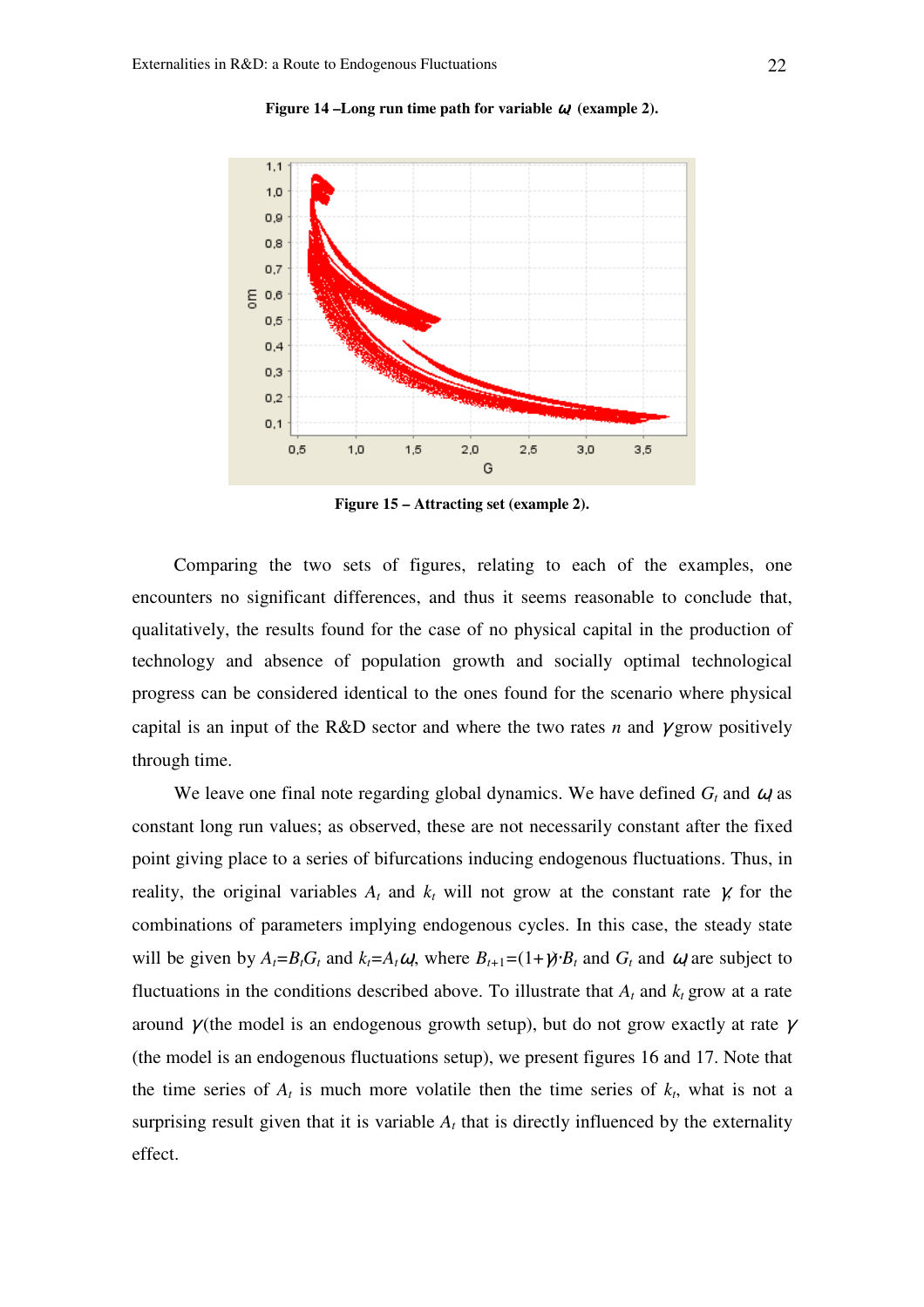**Figure 14 –Long run time path for variable $\omega$ (example 2).**

**Figure 15 – Attracting set (example 2).**

Comparing the two sets of figures, relating to each of the examples, one encounters no significant differences, and thus it seems reasonable to conclude that, qualitatively, the results found for the case of no physical capital in the production of technology and absence of population growth and socially optimal technological progress can be considered identical to the ones found for the scenario where physical capital is an input of the R&D sector and where the two rates $n$ and $\gamma$ grow positively through time.

We leave one final note regarding global dynamics. We have defined $G_t$ and $\omega$ as constant long run values; as observed, these are not necessarily constant after the fixed point giving place to a series of bifurcations inducing endogenous fluctuations. Thus, in reality, the original variables $A_t$ and $k_t$ will not grow at the constant rate $\gamma$ for the combinations of parameters implying endogenous cycles. In this case, the steady state will be given by $A_t = B_t G_t$ and $k_t = A_t \omega$, where $B_{t+1} = (1+\gamma) \cdot B_t$ and $G_t$ and $\omega$ are subject to fluctuations in the conditions described above. To illustrate that $A_t$ and $k_t$ grow at a rate around $\gamma$ (the model is an endogenous growth setup), but do not grow exactly at rate $\gamma$ (the model is an endogenous fluctuations setup), we present figures 16 and 17. Note that the time series of $A_t$ is much more volatile then the time series of $k_t$, what is not a surprising result given that it is variable $A_t$ that is directly influenced by the externality effect.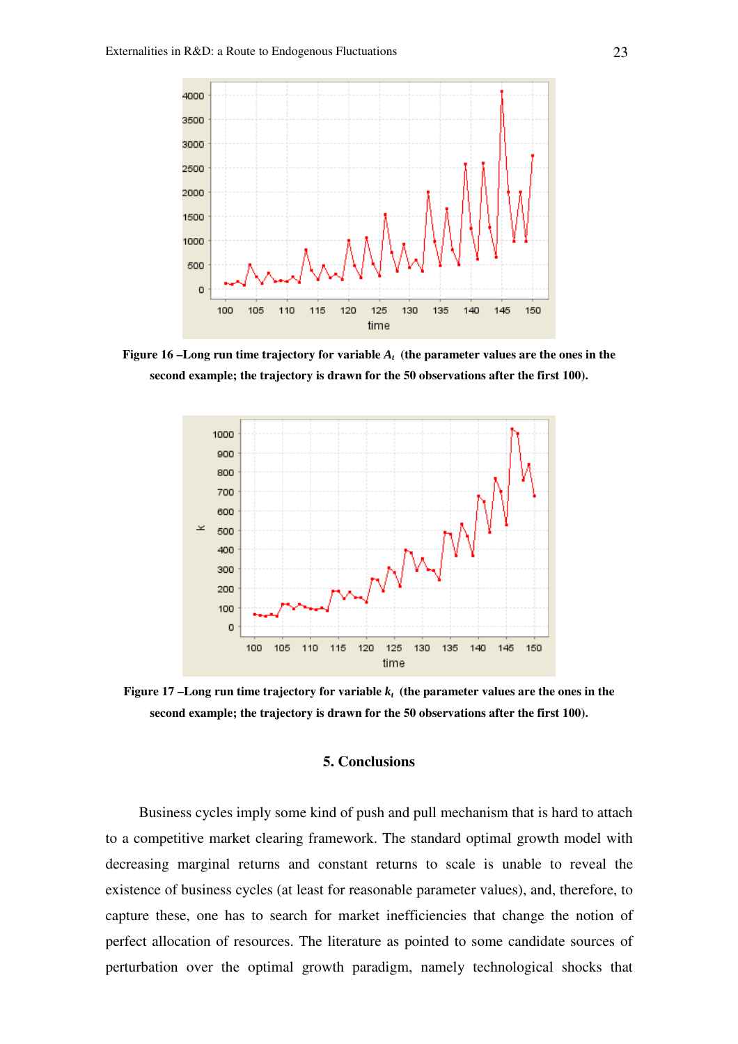**Figure 16 –Long run time trajectory for variable $A_t$ (the parameter values are the ones in the second example; the trajectory is drawn for the 50 observations after the first 100).**

**Figure 17 –Long run time trajectory for variable $k_t$ (the parameter values are the ones in the second example; the trajectory is drawn for the 50 observations after the first 100).**

## 5. Conclusions

Business cycles imply some kind of push and pull mechanism that is hard to attach to a competitive market clearing framework. The standard optimal growth model with decreasing marginal returns and constant returns to scale is unable to reveal the existence of business cycles (at least for reasonable parameter values), and, therefore, to capture these, one has to search for market inefficiencies that change the notion of perfect allocation of resources. The literature as pointed to some candidate sources of perturbation over the optimal growth paradigm, namely technological shocks that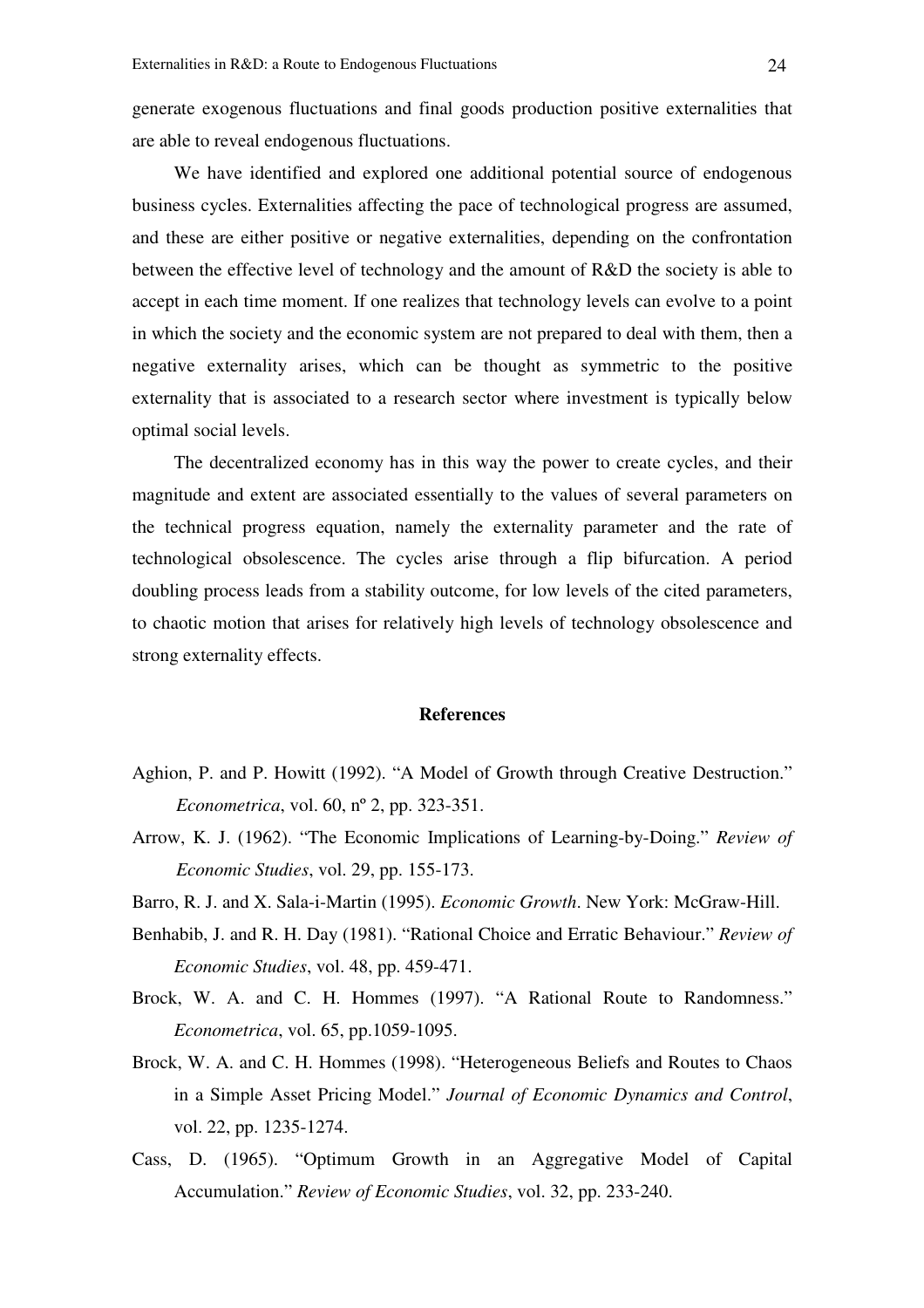generate exogenous fluctuations and final goods production positive externalities that are able to reveal endogenous fluctuations.

We have identified and explored one additional potential source of endogenous business cycles. Externalities affecting the pace of technological progress are assumed, and these are either positive or negative externalities, depending on the confrontation between the effective level of technology and the amount of R&D the society is able to accept in each time moment. If one realizes that technology levels can evolve to a point in which the society and the economic system are not prepared to deal with them, then a negative externality arises, which can be thought as symmetric to the positive externality that is associated to a research sector where investment is typically below optimal social levels.

The decentralized economy has in this way the power to create cycles, and their magnitude and extent are associated essentially to the values of several parameters on the technical progress equation, namely the externality parameter and the rate of technological obsolescence. The cycles arise through a flip bifurcation. A period doubling process leads from a stability outcome, for low levels of the cited parameters, to chaotic motion that arises for relatively high levels of technology obsolescence and strong externality effects.

## References

Aghion, P. and P. Howitt (1992). "A Model of Growth through Creative Destruction." *Econometrica*, vol. 60, nº 2, pp. 323-351.

Arrow, K. J. (1962). "The Economic Implications of Learning-by-Doing." *Review of Economic Studies*, vol. 29, pp. 155-173.

Barro, R. J. and X. Sala-i-Martin (1995). *Economic Growth*. New York: McGraw-Hill.

Benhabib, J. and R. H. Day (1981). "Rational Choice and Erratic Behaviour." *Review of Economic Studies*, vol. 48, pp. 459-471.

Brock, W. A. and C. H. Hommes (1997). "A Rational Route to Randomness." *Econometrica*, vol. 65, pp.1059-1095.

Brock, W. A. and C. H. Hommes (1998). "Heterogeneous Beliefs and Routes to Chaos in a Simple Asset Pricing Model." *Journal of Economic Dynamics and Control*, vol. 22, pp. 1235-1274.

Cass, D. (1965). "Optimum Growth in an Aggregative Model of Capital Accumulation." *Review of Economic Studies*, vol. 32, pp. 233-240.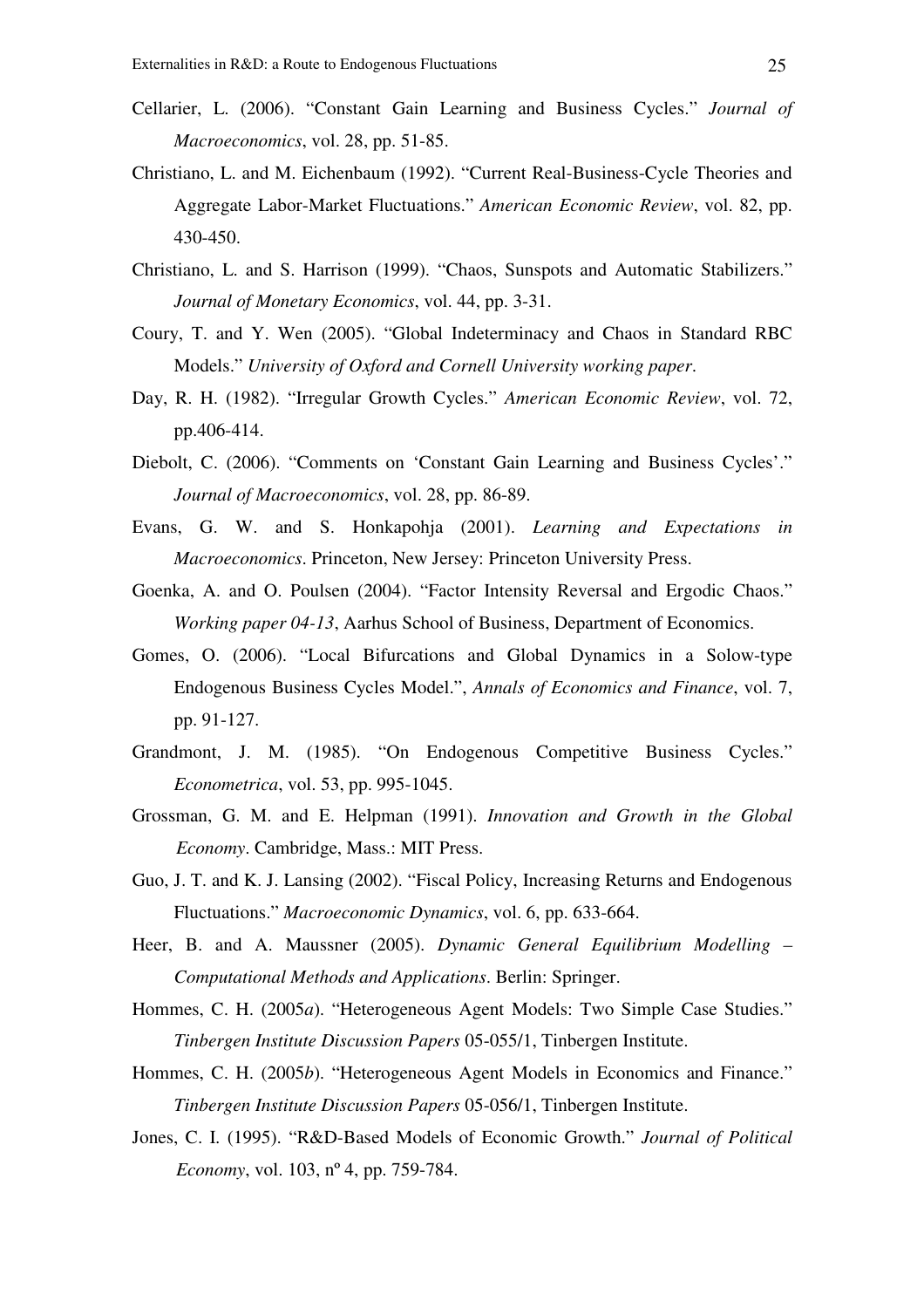Cellarier, L. (2006). "Constant Gain Learning and Business Cycles." *Journal of Macroeconomics*, vol. 28, pp. 51-85.

Christiano, L. and M. Eichenbaum (1992). "Current Real-Business-Cycle Theories and Aggregate Labor-Market Fluctuations." *American Economic Review*, vol. 82, pp. 430-450.

Christiano, L. and S. Harrison (1999). "Chaos, Sunspots and Automatic Stabilizers." *Journal of Monetary Economics*, vol. 44, pp. 3-31.

Coury, T. and Y. Wen (2005). "Global Indeterminacy and Chaos in Standard RBC Models." *University of Oxford and Cornell University working paper*.

Day, R. H. (1982). "Irregular Growth Cycles." *American Economic Review*, vol. 72, pp.406-414.

Diebolt, C. (2006). "Comments on 'Constant Gain Learning and Business Cycles'." *Journal of Macroeconomics*, vol. 28, pp. 86-89.

Evans, G. W. and S. Honkapohja (2001). *Learning and Expectations in Macroeconomics*. Princeton, New Jersey: Princeton University Press.

Goenka, A. and O. Poulsen (2004). "Factor Intensity Reversal and Ergodic Chaos." *Working paper 04-13*, Aarhus School of Business, Department of Economics.

Gomes, O. (2006). "Local Bifurcations and Global Dynamics in a Solow-type Endogenous Business Cycles Model.", *Annals of Economics and Finance*, vol. 7, pp. 91-127.

Grandmont, J. M. (1985). "On Endogenous Competitive Business Cycles." *Econometrica*, vol. 53, pp. 995-1045.

Grossman, G. M. and E. Helpman (1991). *Innovation and Growth in the Global Economy*. Cambridge, Mass.: MIT Press.

Guo, J. T. and K. J. Lansing (2002). "Fiscal Policy, Increasing Returns and Endogenous Fluctuations." *Macroeconomic Dynamics*, vol. 6, pp. 633-664.

Heer, B. and A. Maussner (2005). *Dynamic General Equilibrium Modelling – Computational Methods and Applications*. Berlin: Springer.

Hommes, C. H. (2005*a*). "Heterogeneous Agent Models: Two Simple Case Studies." *Tinbergen Institute Discussion Papers* 05-055/1, Tinbergen Institute.

Hommes, C. H. (2005*b*). "Heterogeneous Agent Models in Economics and Finance." *Tinbergen Institute Discussion Papers* 05-056/1, Tinbergen Institute.

Jones, C. I. (1995). "R&D-Based Models of Economic Growth." *Journal of Political Economy*, vol. 103, nº 4, pp. 759-784.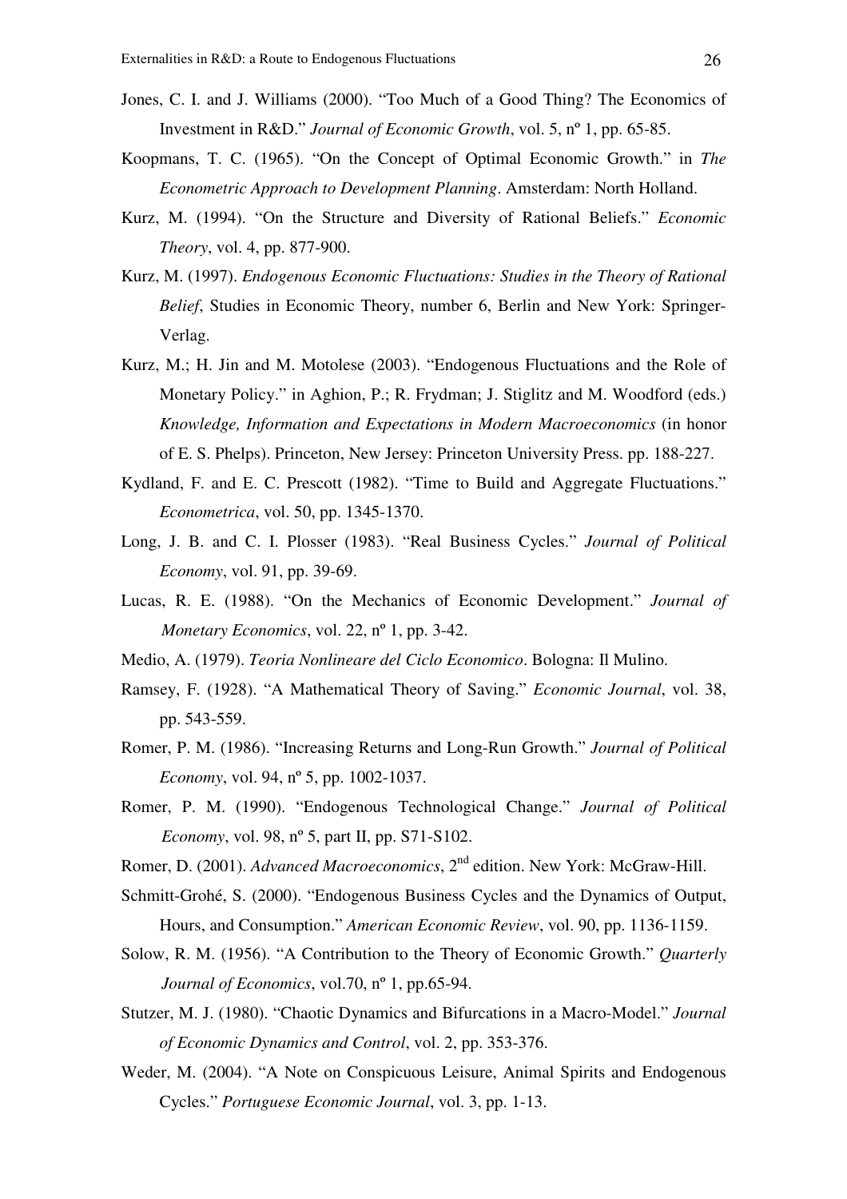Jones, C. I. and J. Williams (2000). "Too Much of a Good Thing? The Economics of Investment in R&D." *Journal of Economic Growth*, vol. 5, nº 1, pp. 65-85.

Koopmans, T. C. (1965). "On the Concept of Optimal Economic Growth." in *The Econometric Approach to Development Planning*. Amsterdam: North Holland.

Kurz, M. (1994). "On the Structure and Diversity of Rational Beliefs." *Economic Theory*, vol. 4, pp. 877-900.

Kurz, M. (1997). *Endogenous Economic Fluctuations: Studies in the Theory of Rational Belief*, Studies in Economic Theory, number 6, Berlin and New York: Springer-Verlag.

Kurz, M.; H. Jin and M. Motolese (2003). "Endogenous Fluctuations and the Role of Monetary Policy." in Aghion, P.; R. Frydman; J. Stiglitz and M. Woodford (eds.) *Knowledge, Information and Expectations in Modern Macroeconomics* (in honor of E. S. Phelps). Princeton, New Jersey: Princeton University Press. pp. 188-227.

Kydland, F. and E. C. Prescott (1982). "Time to Build and Aggregate Fluctuations." *Econometrica*, vol. 50, pp. 1345-1370.

Long, J. B. and C. I. Plosser (1983). "Real Business Cycles." *Journal of Political Economy*, vol. 91, pp. 39-69.

Lucas, R. E. (1988). "On the Mechanics of Economic Development." *Journal of Monetary Economics*, vol. 22, nº 1, pp. 3-42.

Medio, A. (1979). *Teoria Nonlineare del Ciclo Economico*. Bologna: Il Mulino.

Ramsey, F. (1928). "A Mathematical Theory of Saving." *Economic Journal*, vol. 38, pp. 543-559.

Romer, P. M. (1986). "Increasing Returns and Long-Run Growth." *Journal of Political Economy*, vol. 94, nº 5, pp. 1002-1037.

Romer, P. M. (1990). "Endogenous Technological Change." *Journal of Political Economy*, vol. 98, nº 5, part II, pp. S71-S102.

Romer, D. (2001). *Advanced Macroeconomics*, 2nd edition. New York: McGraw-Hill.

Schmitt-Grohé, S. (2000). "Endogenous Business Cycles and the Dynamics of Output, Hours, and Consumption." *American Economic Review*, vol. 90, pp. 1136-1159.

Solow, R. M. (1956). "A Contribution to the Theory of Economic Growth." *Quarterly Journal of Economics*, vol.70, nº 1, pp.65-94.

Stutzer, M. J. (1980). "Chaotic Dynamics and Bifurcations in a Macro-Model." *Journal of Economic Dynamics and Control*, vol. 2, pp. 353-376.

Weder, M. (2004). "A Note on Conspicuous Leisure, Animal Spirits and Endogenous Cycles." *Portuguese Economic Journal*, vol. 3, pp. 1-13.